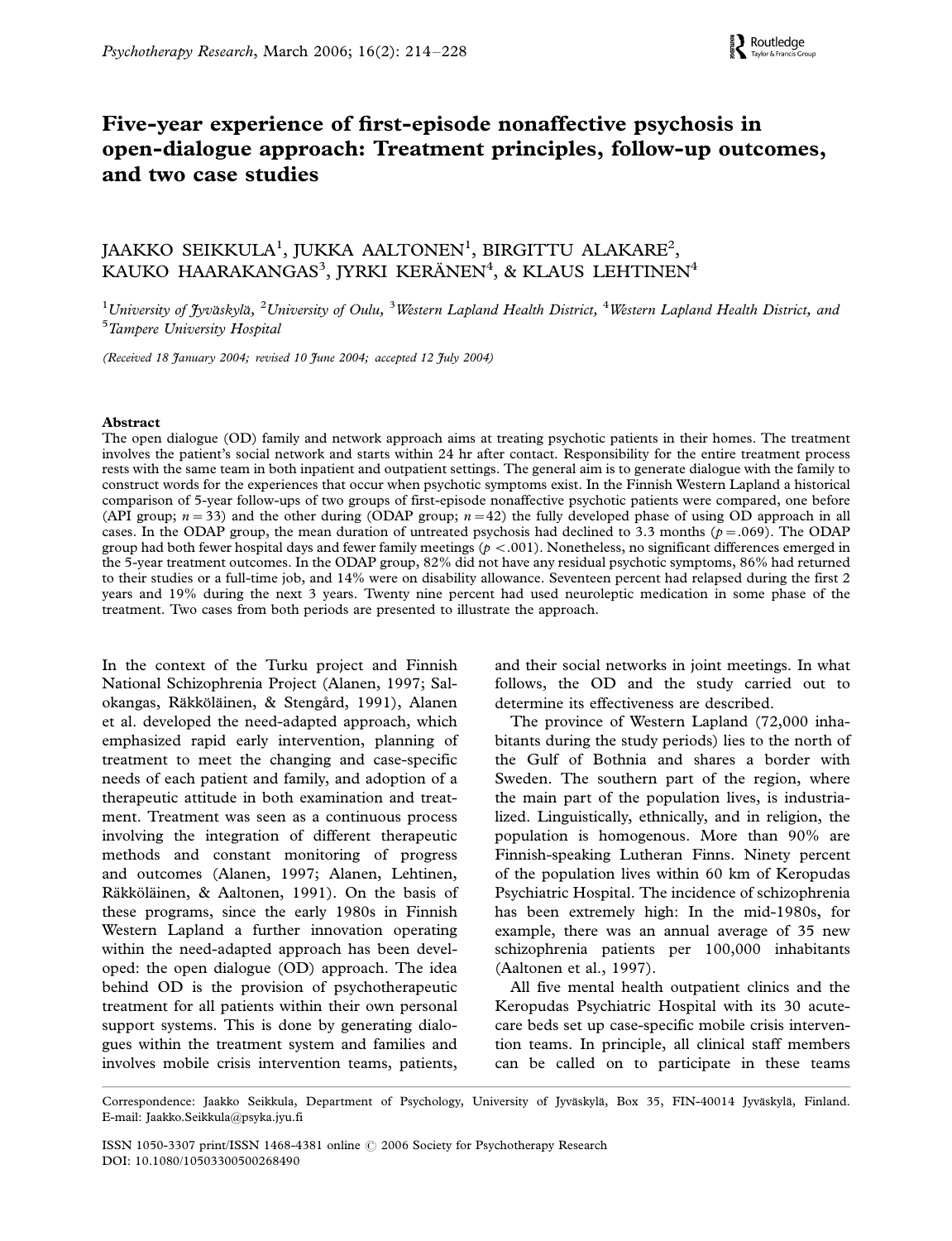# Five-year experience of first-episode nonaffective psychosis in open-dialogue approach: Treatment principles, follow-up outcomes, and two case studies

JAAKKO SEIKKULA[1], JUKKA AALTONEN[1], BIRGITTU ALAKARE[2], KAUKO HAARAKANGAS[3], JYRKI KERÄNEN[4], & KLAUS LEHTINEN[4]

[1]*University of Jyväskylä*, [2]*University of Oulu*, [3]*Western Lapland Health District*, [4]*Western Lapland Health District, and* [5]*Tampere University Hospital*

*(Received 18 January 2004; revised 10 June 2004; accepted 12 July 2004)*

**Abstract**

The open dialogue (OD) family and network approach aims at treating psychotic patients in their homes. The treatment involves the patient's social network and starts within 24 hr after contact. Responsibility for the entire treatment process rests with the same team in both inpatient and outpatient settings. The general aim is to generate dialogue with the family to construct words for the experiences that occur when psychotic symptoms exist. In the Finnish Western Lapland a historical comparison of 5-year follow-ups of two groups of first-episode nonaffective psychotic patients were compared, one before (API group; $n = 33$) and the other during (ODAP group; $n = 42$) the fully developed phase of using OD approach in all cases. In the ODAP group, the mean duration of untreated psychosis had declined to 3.3 months ($p = .069$). The ODAP group had both fewer hospital days and fewer family meetings ($p < .001$). Nonetheless, no significant differences emerged in the 5-year treatment outcomes. In the ODAP group, 82% did not have any residual psychotic symptoms, 86% had returned to their studies or a full-time job, and 14% were on disability allowance. Seventeen percent had relapsed during the first 2 years and 19% during the next 3 years. Twenty nine percent had used neuroleptic medication in some phase of the treatment. Two cases from both periods are presented to illustrate the approach.

In the context of the Turku project and Finnish National Schizophrenia Project (Alanen, 1997; Salokangas, Räkköläinen, & Stengård, 1991), Alanen et al. developed the need-adapted approach, which emphasized rapid early intervention, planning of treatment to meet the changing and case-specific needs of each patient and family, and adoption of a therapeutic attitude in both examination and treatment. Treatment was seen as a continuous process involving the integration of different therapeutic methods and constant monitoring of progress and outcomes (Alanen, 1997; Alanen, Lehtinen, Räkköläinen, & Aaltonen, 1991). On the basis of these programs, since the early 1980s in Finnish Western Lapland a further innovation operating within the need-adapted approach has been developed: the open dialogue (OD) approach. The idea behind OD is the provision of psychotherapeutic treatment for all patients within their own personal support systems. This is done by generating dialogues within the treatment system and families and involves mobile crisis intervention teams, patients, and their social networks in joint meetings. In what follows, the OD and the study carried out to determine its effectiveness are described.

The province of Western Lapland (72,000 inhabitants during the study periods) lies to the north of the Gulf of Bothnia and shares a border with Sweden. The southern part of the region, where the main part of the population lives, is industrialized. Linguistically, ethnically, and in religion, the population is homogenous. More than 90% are Finnish-speaking Lutheran Finns. Ninety percent of the population lives within 60 km of Keropudas Psychiatric Hospital. The incidence of schizophrenia has been extremely high: In the mid-1980s, for example, there was an annual average of 35 new schizophrenia patients per 100,000 inhabitants (Aaltonen et al., 1997).

All five mental health outpatient clinics and the Keropudas Psychiatric Hospital with its 30 acute-care beds set up case-specific mobile crisis intervention teams. In principle, all clinical staff members can be called on to participate in these teams

Correspondence: Jaakko Seikkula, Department of Psychology, University of Jyväskylä, Box 35, FIN-40014 Jyväskylä, Finland. E-mail: Jaakko.Seikkula@psyka.jyu.fi

ISSN 1050-3307 print/ISSN 1468-4381 online © 2006 Society for Psychotherapy Research
DOI: 10.1080/10503300500268490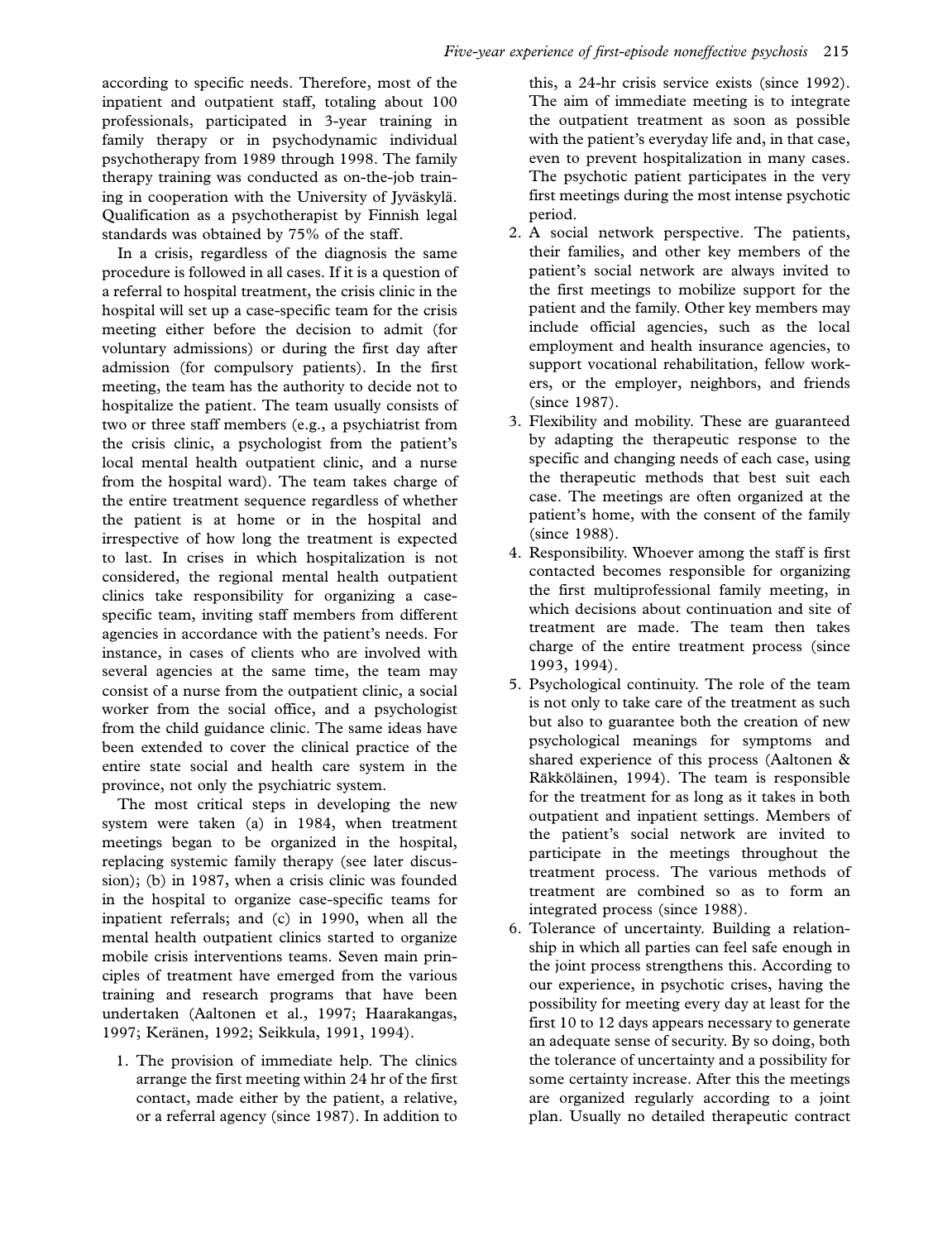according to specific needs. Therefore, most of the inpatient and outpatient staff, totaling about 100 professionals, participated in 3-year training in family therapy or in psychodynamic individual psychotherapy from 1989 through 1998. The family therapy training was conducted as on-the-job training in cooperation with the University of Jyväskylä. Qualification as a psychotherapist by Finnish legal standards was obtained by 75% of the staff.

In a crisis, regardless of the diagnosis the same procedure is followed in all cases. If it is a question of a referral to hospital treatment, the crisis clinic in the hospital will set up a case-specific team for the crisis meeting either before the decision to admit (for voluntary admissions) or during the first day after admission (for compulsory patients). In the first meeting, the team has the authority to decide not to hospitalize the patient. The team usually consists of two or three staff members (e.g., a psychiatrist from the crisis clinic, a psychologist from the patient's local mental health outpatient clinic, and a nurse from the hospital ward). The team takes charge of the entire treatment sequence regardless of whether the patient is at home or in the hospital and irrespective of how long the treatment is expected to last. In crises in which hospitalization is not considered, the regional mental health outpatient clinics take responsibility for organizing a case-specific team, inviting staff members from different agencies in accordance with the patient's needs. For instance, in cases of clients who are involved with several agencies at the same time, the team may consist of a nurse from the outpatient clinic, a social worker from the social office, and a psychologist from the child guidance clinic. The same ideas have been extended to cover the clinical practice of the entire state social and health care system in the province, not only the psychiatric system.

The most critical steps in developing the new system were taken (a) in 1984, when treatment meetings began to be organized in the hospital, replacing systemic family therapy (see later discussion); (b) in 1987, when a crisis clinic was founded in the hospital to organize case-specific teams for inpatient referrals; and (c) in 1990, when all the mental health outpatient clinics started to organize mobile crisis interventions teams. Seven main principles of treatment have emerged from the various training and research programs that have been undertaken (Aaltonen et al., 1997; Haarakangas, 1997; Keränen, 1992; Seikkula, 1991, 1994).

1. The provision of immediate help. The clinics arrange the first meeting within 24 hr of the first contact, made either by the patient, a relative, or a referral agency (since 1987). In addition to this, a 24-hr crisis service exists (since 1992). The aim of immediate meeting is to integrate the outpatient treatment as soon as possible with the patient's everyday life and, in that case, even to prevent hospitalization in many cases. The psychotic patient participates in the very first meetings during the most intense psychotic period.
2. A social network perspective. The patients, their families, and other key members of the patient's social network are always invited to the first meetings to mobilize support for the patient and the family. Other key members may include official agencies, such as the local employment and health insurance agencies, to support vocational rehabilitation, fellow workers, or the employer, neighbors, and friends (since 1987).
3. Flexibility and mobility. These are guaranteed by adapting the therapeutic response to the specific and changing needs of each case, using the therapeutic methods that best suit each case. The meetings are often organized at the patient's home, with the consent of the family (since 1988).
4. Responsibility. Whoever among the staff is first contacted becomes responsible for organizing the first multiprofessional family meeting, in which decisions about continuation and site of treatment are made. The team then takes charge of the entire treatment process (since 1993, 1994).
5. Psychological continuity. The role of the team is not only to take care of the treatment as such but also to guarantee both the creation of new psychological meanings for symptoms and shared experience of this process (Aaltonen & Räkköläinen, 1994). The team is responsible for the treatment for as long as it takes in both outpatient and inpatient settings. Members of the patient's social network are invited to participate in the meetings throughout the treatment process. The various methods of treatment are combined so as to form an integrated process (since 1988).
6. Tolerance of uncertainty. Building a relationship in which all parties can feel safe enough in the joint process strengthens this. According to our experience, in psychotic crises, having the possibility for meeting every day at least for the first 10 to 12 days appears necessary to generate an adequate sense of security. By so doing, both the tolerance of uncertainty and a possibility for some certainty increase. After this the meetings are organized regularly according to a joint plan. Usually no detailed therapeutic contract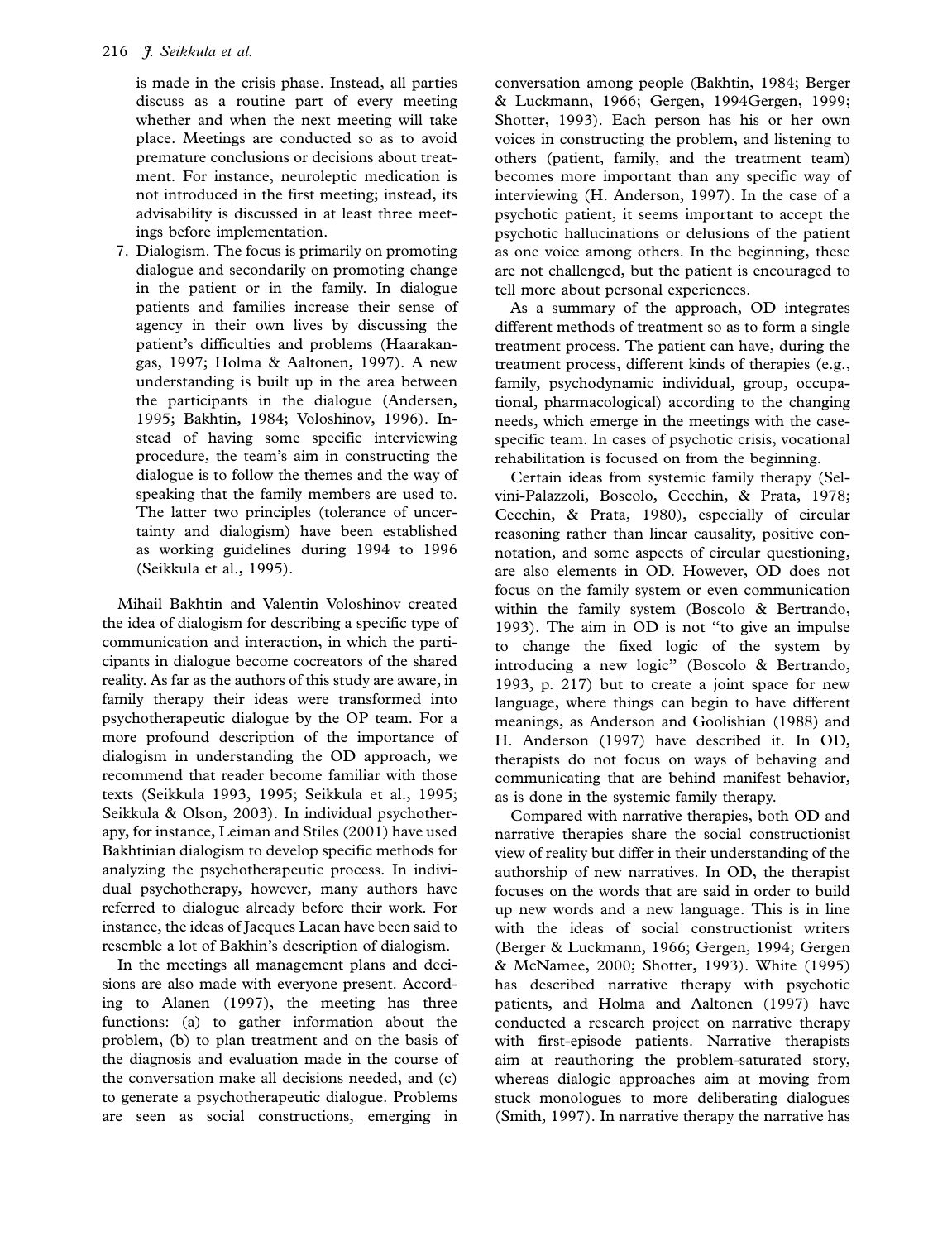is made in the crisis phase. Instead, all parties discuss as a routine part of every meeting whether and when the next meeting will take place. Meetings are conducted so as to avoid premature conclusions or decisions about treatment. For instance, neuroleptic medication is not introduced in the first meeting; instead, its advisability is discussed in at least three meetings before implementation.

7. Dialogism. The focus is primarily on promoting dialogue and secondarily on promoting change in the patient or in the family. In dialogue patients and families increase their sense of agency in their own lives by discussing the patient's difficulties and problems (Haarakangas, 1997; Holma & Aaltonen, 1997). A new understanding is built up in the area between the participants in the dialogue (Andersen, 1995; Bakhtin, 1984; Voloshinov, 1996). Instead of having some specific interviewing procedure, the team's aim in constructing the dialogue is to follow the themes and the way of speaking that the family members are used to. The latter two principles (tolerance of uncertainty and dialogism) have been established as working guidelines during 1994 to 1996 (Seikkula et al., 1995).

Mihail Bakhtin and Valentin Voloshinov created the idea of dialogism for describing a specific type of communication and interaction, in which the participants in dialogue become cocreators of the shared reality. As far as the authors of this study are aware, in family therapy their ideas were transformed into psychotherapeutic dialogue by the OP team. For a more profound description of the importance of dialogism in understanding the OD approach, we recommend that reader become familiar with those texts (Seikkula 1993, 1995; Seikkula et al., 1995; Seikkula & Olson, 2003). In individual psychotherapy, for instance, Leiman and Stiles (2001) have used Bakhtinian dialogism to develop specific methods for analyzing the psychotherapeutic process. In individual psychotherapy, however, many authors have referred to dialogue already before their work. For instance, the ideas of Jacques Lacan have been said to resemble a lot of Bakhin's description of dialogism.

In the meetings all management plans and decisions are also made with everyone present. According to Alanen (1997), the meeting has three functions: (a) to gather information about the problem, (b) to plan treatment and on the basis of the diagnosis and evaluation made in the course of the conversation make all decisions needed, and (c) to generate a psychotherapeutic dialogue. Problems are seen as social constructions, emerging in conversation among people (Bakhtin, 1984; Berger & Luckmann, 1966; Gergen, 1994Gergen, 1999; Shotter, 1993). Each person has his or her own voices in constructing the problem, and listening to others (patient, family, and the treatment team) becomes more important than any specific way of interviewing (H. Anderson, 1997). In the case of a psychotic patient, it seems important to accept the psychotic hallucinations or delusions of the patient as one voice among others. In the beginning, these are not challenged, but the patient is encouraged to tell more about personal experiences.

As a summary of the approach, OD integrates different methods of treatment so as to form a single treatment process. The patient can have, during the treatment process, different kinds of therapies (e.g., family, psychodynamic individual, group, occupational, pharmacological) according to the changing needs, which emerge in the meetings with the case-specific team. In cases of psychotic crisis, vocational rehabilitation is focused on from the beginning.

Certain ideas from systemic family therapy (Selvini-Palazzoli, Boscolo, Cecchin, & Prata, 1978; Cecchin, & Prata, 1980), especially of circular reasoning rather than linear causality, positive connotation, and some aspects of circular questioning, are also elements in OD. However, OD does not focus on the family system or even communication within the family system (Boscolo & Bertrando, 1993). The aim in OD is not "to give an impulse to change the fixed logic of the system by introducing a new logic" (Boscolo & Bertrando, 1993, p. 217) but to create a joint space for new language, where things can begin to have different meanings, as Anderson and Goolishian (1988) and H. Anderson (1997) have described it. In OD, therapists do not focus on ways of behaving and communicating that are behind manifest behavior, as is done in the systemic family therapy.

Compared with narrative therapies, both OD and narrative therapies share the social constructionist view of reality but differ in their understanding of the authorship of new narratives. In OD, the therapist focuses on the words that are said in order to build up new words and a new language. This is in line with the ideas of social constructionist writers (Berger & Luckmann, 1966; Gergen, 1994; Gergen & McNamee, 2000; Shotter, 1993). White (1995) has described narrative therapy with psychotic patients, and Holma and Aaltonen (1997) have conducted a research project on narrative therapy with first-episode patients. Narrative therapists aim at reauthoring the problem-saturated story, whereas dialogic approaches aim at moving from stuck monologues to more deliberating dialogues (Smith, 1997). In narrative therapy the narrative has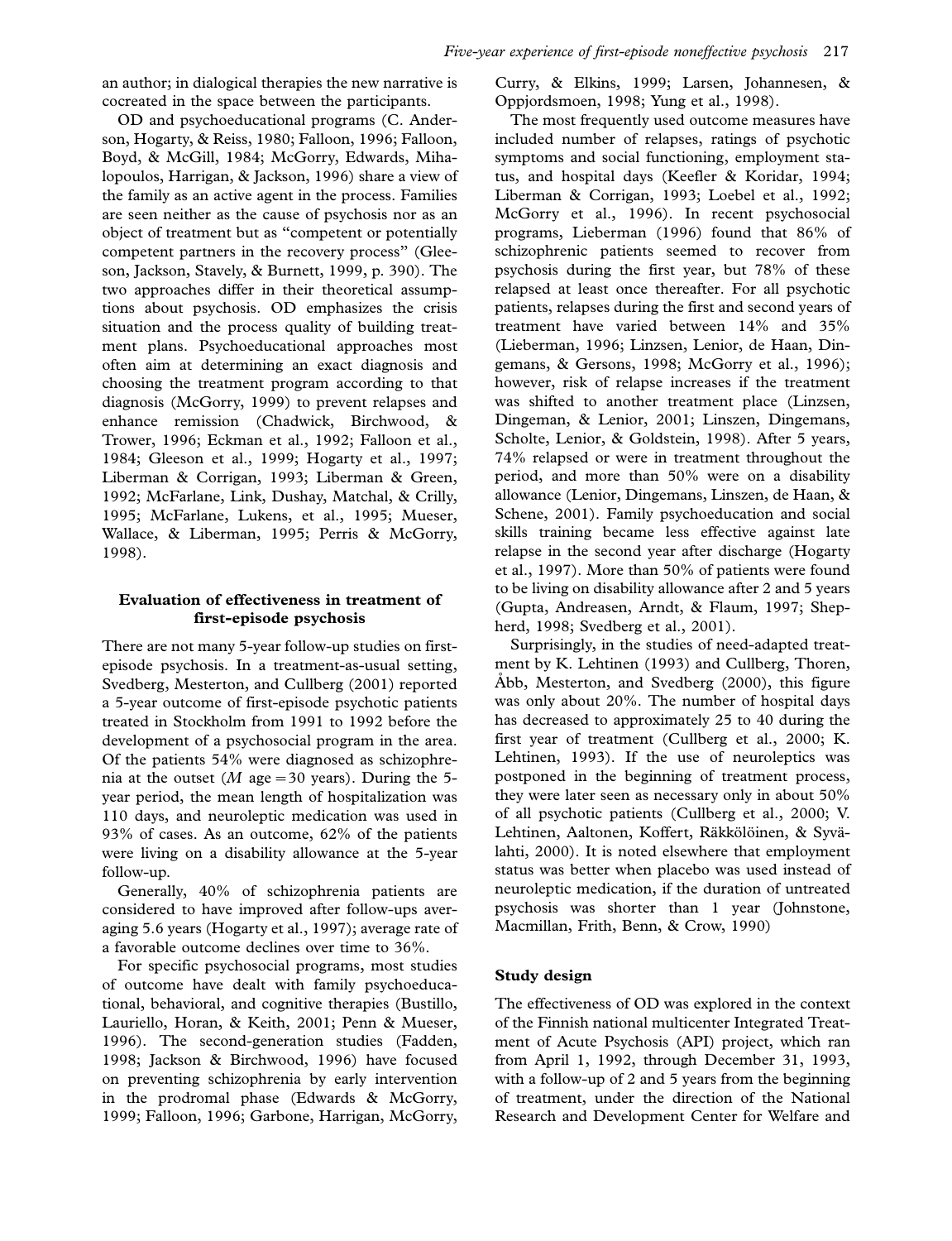an author; in dialogical therapies the new narrative is cocreated in the space between the participants.

OD and psychoeducational programs (C. Anderson, Hogarty, & Reiss, 1980; Falloon, 1996; Falloon, Boyd, & McGill, 1984; McGorry, Edwards, Mihalopoulos, Harrigan, & Jackson, 1996) share a view of the family as an active agent in the process. Families are seen neither as the cause of psychosis nor as an object of treatment but as "competent or potentially competent partners in the recovery process" (Gleeson, Jackson, Stavely, & Burnett, 1999, p. 390). The two approaches differ in their theoretical assumptions about psychosis. OD emphasizes the crisis situation and the process quality of building treatment plans. Psychoeducational approaches most often aim at determining an exact diagnosis and choosing the treatment program according to that diagnosis (McGorry, 1999) to prevent relapses and enhance remission (Chadwick, Birchwood, & Trower, 1996; Eckman et al., 1992; Falloon et al., 1984; Gleeson et al., 1999; Hogarty et al., 1997; Liberman & Corrigan, 1993; Liberman & Green, 1992; McFarlane, Link, Dushay, Matchal, & Crilly, 1995; McFarlane, Lukens, et al., 1995; Mueser, Wallace, & Liberman, 1995; Perris & McGorry, 1998).

## Evaluation of effectiveness in treatment of first-episode psychosis

There are not many 5-year follow-up studies on first-episode psychosis. In a treatment-as-usual setting, Svedberg, Mesterton, and Cullberg (2001) reported a 5-year outcome of first-episode psychotic patients treated in Stockholm from 1991 to 1992 before the development of a psychosocial program in the area. Of the patients 54% were diagnosed as schizophrenia at the outset (*M* age = 30 years). During the 5-year period, the mean length of hospitalization was 110 days, and neuroleptic medication was used in 93% of cases. As an outcome, 62% of the patients were living on a disability allowance at the 5-year follow-up.

Generally, 40% of schizophrenia patients are considered to have improved after follow-ups averaging 5.6 years (Hogarty et al., 1997); average rate of a favorable outcome declines over time to 36%.

For specific psychosocial programs, most studies of outcome have dealt with family psychoeducational, behavioral, and cognitive therapies (Bustillo, Lauriello, Horan, & Keith, 2001; Penn & Mueser, 1996). The second-generation studies (Fadden, 1998; Jackson & Birchwood, 1996) have focused on preventing schizophrenia by early intervention in the prodromal phase (Edwards & McGorry, 1999; Falloon, 1996; Garbone, Harrigan, McGorry, Curry, & Elkins, 1999; Larsen, Johannesen, & Oppjordsmoen, 1998; Yung et al., 1998).

The most frequently used outcome measures have included number of relapses, ratings of psychotic symptoms and social functioning, employment status, and hospital days (Keefler & Koridar, 1994; Liberman & Corrigan, 1993; Loebel et al., 1992; McGorry et al., 1996). In recent psychosocial programs, Lieberman (1996) found that 86% of schizophrenic patients seemed to recover from psychosis during the first year, but 78% of these relapsed at least once thereafter. For all psychotic patients, relapses during the first and second years of treatment have varied between 14% and 35% (Lieberman, 1996; Linzsen, Lenior, de Haan, Dingemans, & Gersons, 1998; McGorry et al., 1996); however, risk of relapse increases if the treatment was shifted to another treatment place (Linzsen, Dingeman, & Lenior, 2001; Linszen, Dingemans, Scholte, Lenior, & Goldstein, 1998). After 5 years, 74% relapsed or were in treatment throughout the period, and more than 50% were on a disability allowance (Lenior, Dingemans, Linszen, de Haan, & Schene, 2001). Family psychoeducation and social skills training became less effective against late relapse in the second year after discharge (Hogarty et al., 1997). More than 50% of patients were found to be living on disability allowance after 2 and 5 years (Gupta, Andreasen, Arndt, & Flaum, 1997; Shepherd, 1998; Svedberg et al., 2001).

Surprisingly, in the studies of need-adapted treatment by K. Lehtinen (1993) and Cullberg, Thoren, Åbb, Mesterton, and Svedberg (2000), this figure was only about 20%. The number of hospital days has decreased to approximately 25 to 40 during the first year of treatment (Cullberg et al., 2000; K. Lehtinen, 1993). If the use of neuroleptics was postponed in the beginning of treatment process, they were later seen as necessary only in about 50% of all psychotic patients (Cullberg et al., 2000; V. Lehtinen, Aaltonen, Koffert, Räkkölöinen, & Syvälahti, 2000). It is noted elsewhere that employment status was better when placebo was used instead of neuroleptic medication, if the duration of untreated psychosis was shorter than 1 year (Johnstone, Macmillan, Frith, Benn, & Crow, 1990)

## Study design

The effectiveness of OD was explored in the context of the Finnish national multicenter Integrated Treatment of Acute Psychosis (API) project, which ran from April 1, 1992, through December 31, 1993, with a follow-up of 2 and 5 years from the beginning of treatment, under the direction of the National Research and Development Center for Welfare and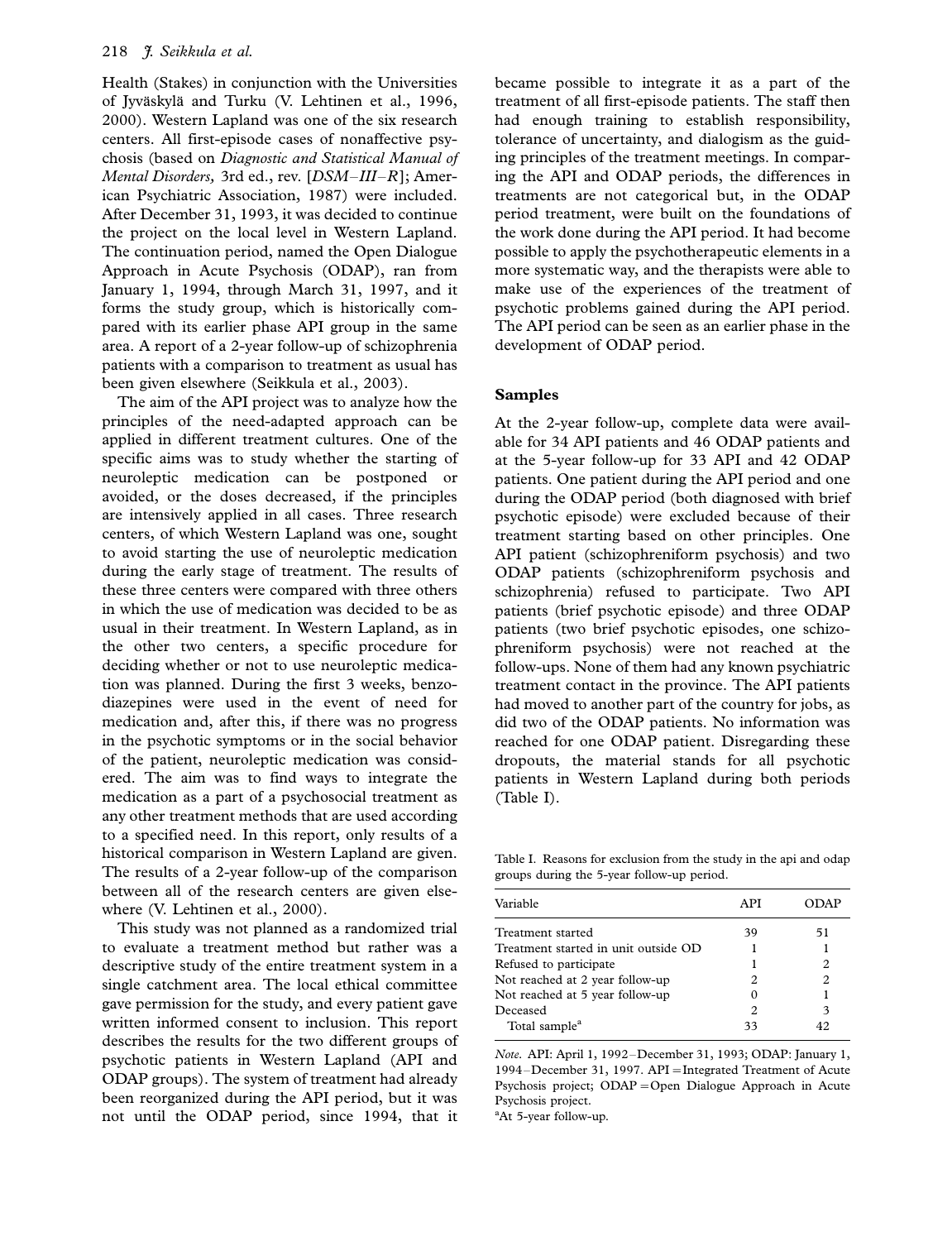Health (Stakes) in conjunction with the Universities of Jyväskylä and Turku (V. Lehtinen et al., 1996, 2000). Western Lapland was one of the six research centers. All first-episode cases of nonaffective psychosis (based on *Diagnostic and Statistical Manual of Mental Disorders,* 3rd ed., rev. [*DSM–III–R*]; American Psychiatric Association, 1987) were included. After December 31, 1993, it was decided to continue the project on the local level in Western Lapland. The continuation period, named the Open Dialogue Approach in Acute Psychosis (ODAP), ran from January 1, 1994, through March 31, 1997, and it forms the study group, which is historically compared with its earlier phase API group in the same area. A report of a 2-year follow-up of schizophrenia patients with a comparison to treatment as usual has been given elsewhere (Seikkula et al., 2003).

The aim of the API project was to analyze how the principles of the need-adapted approach can be applied in different treatment cultures. One of the specific aims was to study whether the starting of neuroleptic medication can be postponed or avoided, or the doses decreased, if the principles are intensively applied in all cases. Three research centers, of which Western Lapland was one, sought to avoid starting the use of neuroleptic medication during the early stage of treatment. The results of these three centers were compared with three others in which the use of medication was decided to be as usual in their treatment. In Western Lapland, as in the other two centers, a specific procedure for deciding whether or not to use neuroleptic medication was planned. During the first 3 weeks, benzodiazepines were used in the event of need for medication and, after this, if there was no progress in the psychotic symptoms or in the social behavior of the patient, neuroleptic medication was considered. The aim was to find ways to integrate the medication as a part of a psychosocial treatment as any other treatment methods that are used according to a specified need. In this report, only results of a historical comparison in Western Lapland are given. The results of a 2-year follow-up of the comparison between all of the research centers are given elsewhere (V. Lehtinen et al., 2000).

This study was not planned as a randomized trial to evaluate a treatment method but rather was a descriptive study of the entire treatment system in a single catchment area. The local ethical committee gave permission for the study, and every patient gave written informed consent to inclusion. This report describes the results for the two different groups of psychotic patients in Western Lapland (API and ODAP groups). The system of treatment had already been reorganized during the API period, but it was not until the ODAP period, since 1994, that it became possible to integrate it as a part of the treatment of all first-episode patients. The staff then had enough training to establish responsibility, tolerance of uncertainty, and dialogism as the guiding principles of the treatment meetings. In comparing the API and ODAP periods, the differences in treatments are not categorical but, in the ODAP period treatment, were built on the foundations of the work done during the API period. It had become possible to apply the psychotherapeutic elements in a more systematic way, and the therapists were able to make use of the experiences of the treatment of psychotic problems gained during the API period. The API period can be seen as an earlier phase in the development of ODAP period.

## Samples

At the 2-year follow-up, complete data were available for 34 API patients and 46 ODAP patients and at the 5-year follow-up for 33 API and 42 ODAP patients. One patient during the API period and one during the ODAP period (both diagnosed with brief psychotic episode) were excluded because of their treatment starting based on other principles. One API patient (schizophreniform psychosis) and two ODAP patients (schizophreniform psychosis and schizophrenia) refused to participate. Two API patients (brief psychotic episode) and three ODAP patients (two brief psychotic episodes, one schizophreniform psychosis) were not reached at the follow-ups. None of them had any known psychiatric treatment contact in the province. The API patients had moved to another part of the country for jobs, as did two of the ODAP patients. No information was reached for one ODAP patient. Disregarding these dropouts, the material stands for all psychotic patients in Western Lapland during both periods (Table I).

Table I. Reasons for exclusion from the study in the api and odap groups during the 5-year follow-up period.

| Variable | API | ODAP |
|---|---|---|
| Treatment started | 39 | 51 |
| Treatment started in unit outside OD | 1 | 1 |
| Refused to participate | 1 | 2 |
| Not reached at 2 year follow-up | 2 | 2 |
| Not reached at 5 year follow-up | 0 | 1 |
| Deceased | 2 | 3 |
| Total sample[a] | 33 | 42 |

*Note.* API: April 1, 1992–December 31, 1993; ODAP: January 1, 1994–December 31, 1997. API = Integrated Treatment of Acute Psychosis project; ODAP = Open Dialogue Approach in Acute Psychosis project.

[a]At 5-year follow-up.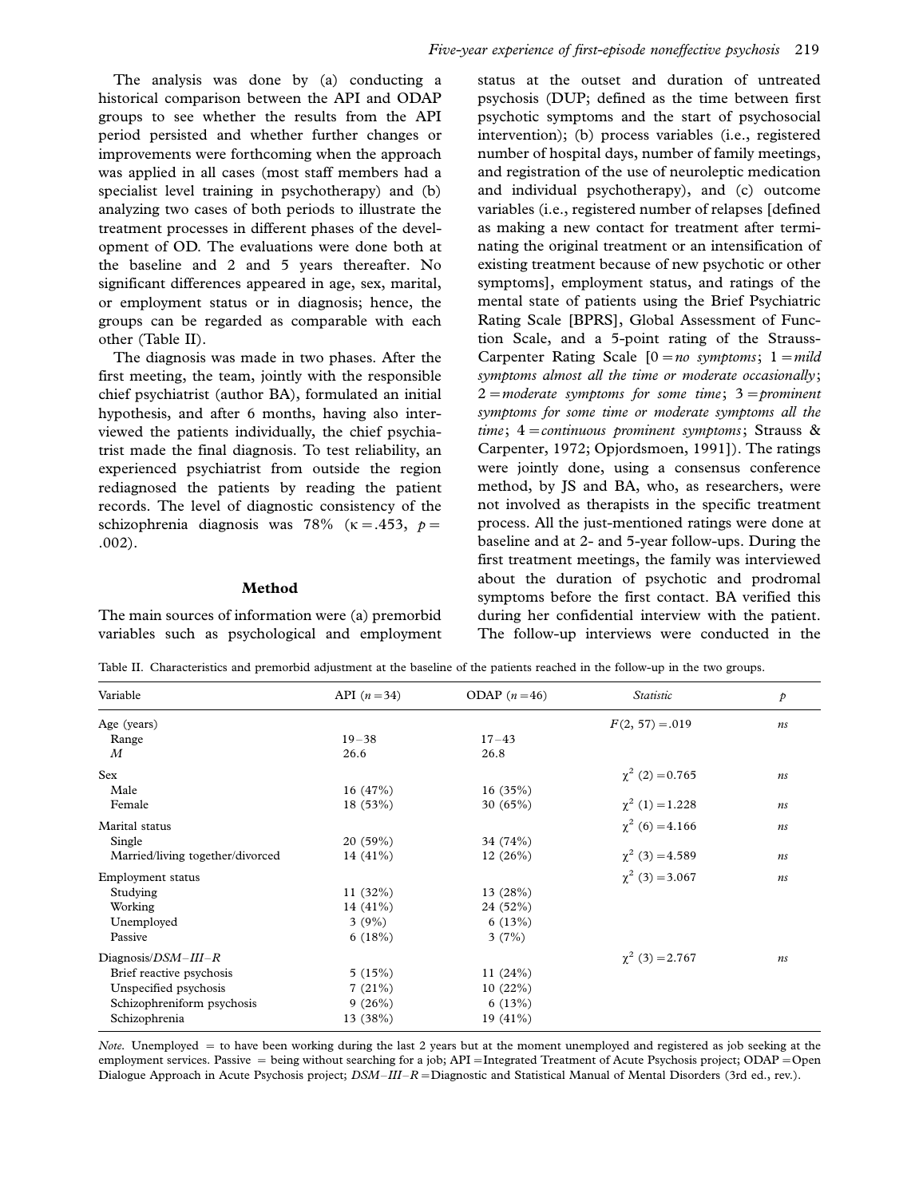The analysis was done by (a) conducting a historical comparison between the API and ODAP groups to see whether the results from the API period persisted and whether further changes or improvements were forthcoming when the approach was applied in all cases (most staff members had a specialist level training in psychotherapy) and (b) analyzing two cases of both periods to illustrate the treatment processes in different phases of the development of OD. The evaluations were done both at the baseline and 2 and 5 years thereafter. No significant differences appeared in age, sex, marital, or employment status or in diagnosis; hence, the groups can be regarded as comparable with each other (Table II).

The diagnosis was made in two phases. After the first meeting, the team, jointly with the responsible chief psychiatrist (author BA), formulated an initial hypothesis, and after 6 months, having also interviewed the patients individually, the chief psychiatrist made the final diagnosis. To test reliability, an experienced psychiatrist from outside the region rediagnosed the patients by reading the patient records. The level of diagnostic consistency of the schizophrenia diagnosis was 78% ($\kappa = .453$, $p = .002$).

## Method

The main sources of information were (a) premorbid variables such as psychological and employment status at the outset and duration of untreated psychosis (DUP; defined as the time between first psychotic symptoms and the start of psychosocial intervention); (b) process variables (i.e., registered number of hospital days, number of family meetings, and registration of the use of neuroleptic medication and individual psychotherapy), and (c) outcome variables (i.e., registered number of relapses [defined as making a new contact for treatment after terminating the original treatment or an intensification of existing treatment because of new psychotic or other symptoms], employment status, and ratings of the mental state of patients using the Brief Psychiatric Rating Scale [BPRS], Global Assessment of Function Scale, and a 5-point rating of the Strauss-Carpenter Rating Scale [0 = *no symptoms*; 1 = *mild symptoms almost all the time or moderate occasionally*; 2 = *moderate symptoms for some time*; 3 = *prominent symptoms for some time or moderate symptoms all the time*; 4 = *continuous prominent symptoms*; Strauss & Carpenter, 1972; Opjordsmoen, 1991]). The ratings were jointly done, using a consensus conference method, by JS and BA, who, as researchers, were not involved as therapists in the specific treatment process. All the just-mentioned ratings were done at baseline and at 2- and 5-year follow-ups. During the first treatment meetings, the family was interviewed about the duration of psychotic and prodromal symptoms before the first contact. BA verified this during her confidential interview with the patient. The follow-up interviews were conducted in the

Table II. Characteristics and premorbid adjustment at the baseline of the patients reached in the follow-up in the two groups.

| Variable | API ($n = 34$) | ODAP ($n = 46$) | *Statistic* | *p* |
|---|---|---|---|---|
| Age (years) | | | $F(2, 57) = .019$ | *ns* |
| Range | 19–38 | 17–43 | | |
| *M* | 26.6 | 26.8 | | |
| Sex | | | $\chi^2\ (2) = 0.765$ | *ns* |
| Male | 16 (47%) | 16 (35%) | | |
| Female | 18 (53%) | 30 (65%) | $\chi^2\ (1) = 1.228$ | *ns* |
| Marital status | | | $\chi^2\ (6) = 4.166$ | *ns* |
| Single | 20 (59%) | 34 (74%) | | |
| Married/living together/divorced | 14 (41%) | 12 (26%) | $\chi^2\ (3) = 4.589$ | *ns* |
| Employment status | | | $\chi^2\ (3) = 3.067$ | *ns* |
| Studying | 11 (32%) | 13 (28%) | | |
| Working | 14 (41%) | 24 (52%) | | |
| Unemployed | 3 (9%) | 6 (13%) | | |
| Passive | 6 (18%) | 3 (7%) | | |
| Diagnosis/*DSM–III–R* | | | $\chi^2\ (3) = 2.767$ | *ns* |
| Brief reactive psychosis | 5 (15%) | 11 (24%) | | |
| Unspecified psychosis | 7 (21%) | 10 (22%) | | |
| Schizophreniform psychosis | 9 (26%) | 6 (13%) | | |
| Schizophrenia | 13 (38%) | 19 (41%) | | |

*Note.* Unemployed = to have been working during the last 2 years but at the moment unemployed and registered as job seeking at the employment services. Passive = being without searching for a job; API = Integrated Treatment of Acute Psychosis project; ODAP = Open Dialogue Approach in Acute Psychosis project; *DSM–III–R* = Diagnostic and Statistical Manual of Mental Disorders (3rd ed., rev.).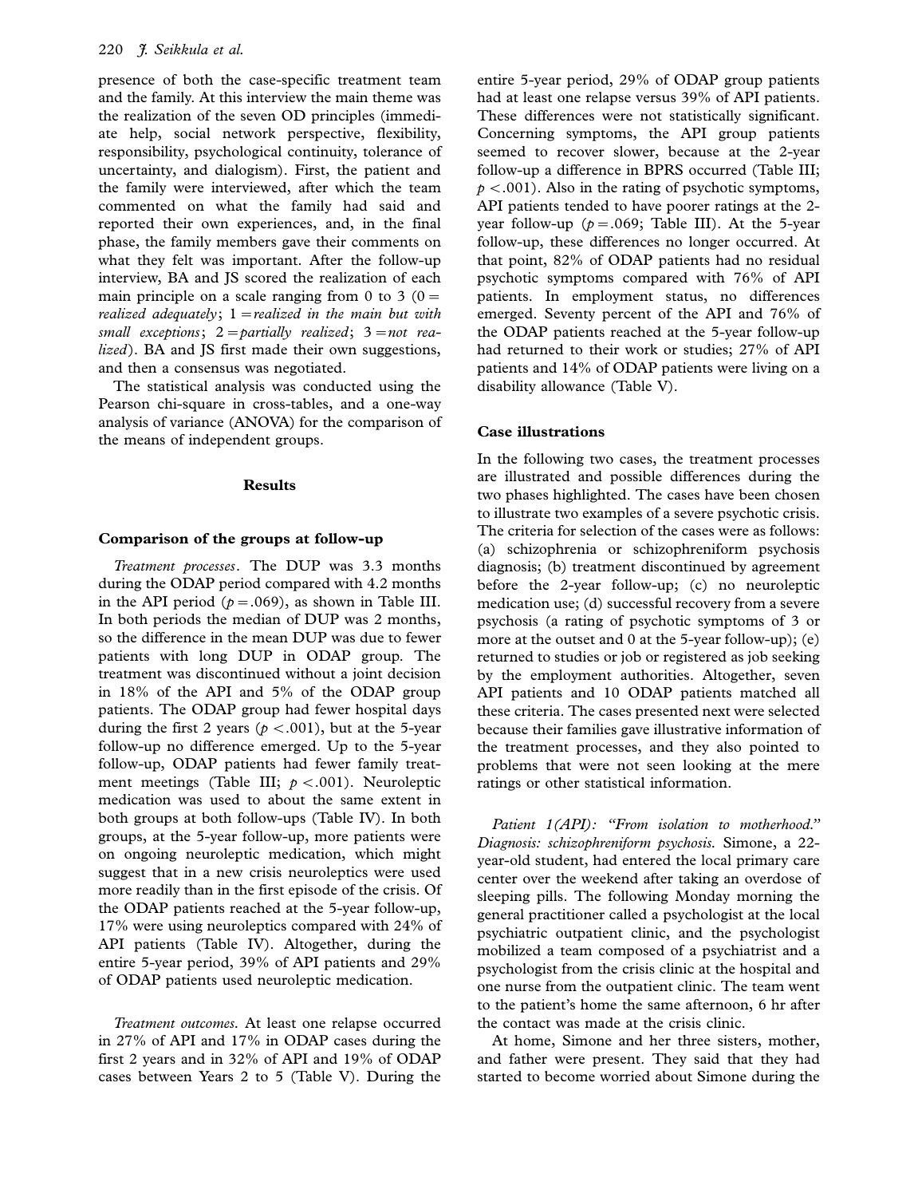presence of both the case-specific treatment team and the family. At this interview the main theme was the realization of the seven OD principles (immediate help, social network perspective, flexibility, responsibility, psychological continuity, tolerance of uncertainty, and dialogism). First, the patient and the family were interviewed, after which the team commented on what the family had said and reported their own experiences, and, in the final phase, the family members gave their comments on what they felt was important. After the follow-up interview, BA and JS scored the realization of each main principle on a scale ranging from 0 to 3 (0 = *realized adequately*; 1 = *realized in the main but with small exceptions*; 2 = *partially realized*; 3 = *not realized*). BA and JS first made their own suggestions, and then a consensus was negotiated.

The statistical analysis was conducted using the Pearson chi-square in cross-tables, and a one-way analysis of variance (ANOVA) for the comparison of the means of independent groups.

## Results

### Comparison of the groups at follow-up

*Treatment processes*. The DUP was 3.3 months during the ODAP period compared with 4.2 months in the API period ($p = .069$), as shown in Table III. In both periods the median of DUP was 2 months, so the difference in the mean DUP was due to fewer patients with long DUP in ODAP group. The treatment was discontinued without a joint decision in 18% of the API and 5% of the ODAP group patients. The ODAP group had fewer hospital days during the first 2 years ($p < .001$), but at the 5-year follow-up no difference emerged. Up to the 5-year follow-up, ODAP patients had fewer family treatment meetings (Table III; $p < .001$). Neuroleptic medication was used to about the same extent in both groups at both follow-ups (Table IV). In both groups, at the 5-year follow-up, more patients were on ongoing neuroleptic medication, which might suggest that in a new crisis neuroleptics were used more readily than in the first episode of the crisis. Of the ODAP patients reached at the 5-year follow-up, 17% were using neuroleptics compared with 24% of API patients (Table IV). Altogether, during the entire 5-year period, 39% of API patients and 29% of ODAP patients used neuroleptic medication.

*Treatment outcomes*. At least one relapse occurred in 27% of API and 17% in ODAP cases during the first 2 years and in 32% of API and 19% of ODAP cases between Years 2 to 5 (Table V). During the entire 5-year period, 29% of ODAP group patients had at least one relapse versus 39% of API patients. These differences were not statistically significant. Concerning symptoms, the API group patients seemed to recover slower, because at the 2-year follow-up a difference in BPRS occurred (Table III; $p < .001$). Also in the rating of psychotic symptoms, API patients tended to have poorer ratings at the 2-year follow-up ($p = .069$; Table III). At the 5-year follow-up, these differences no longer occurred. At that point, 82% of ODAP patients had no residual psychotic symptoms compared with 76% of API patients. In employment status, no differences emerged. Seventy percent of the API and 76% of the ODAP patients reached at the 5-year follow-up had returned to their work or studies; 27% of API patients and 14% of ODAP patients were living on a disability allowance (Table V).

### Case illustrations

In the following two cases, the treatment processes are illustrated and possible differences during the two phases highlighted. The cases have been chosen to illustrate two examples of a severe psychotic crisis. The criteria for selection of the cases were as follows: (a) schizophrenia or schizophreniform psychosis diagnosis; (b) treatment discontinued by agreement before the 2-year follow-up; (c) no neuroleptic medication use; (d) successful recovery from a severe psychosis (a rating of psychotic symptoms of 3 or more at the outset and 0 at the 5-year follow-up); (e) returned to studies or job or registered as job seeking by the employment authorities. Altogether, seven API patients and 10 ODAP patients matched all these criteria. The cases presented next were selected because their families gave illustrative information of the treatment processes, and they also pointed to problems that were not seen looking at the mere ratings or other statistical information.

*Patient 1(API): "From isolation to motherhood." Diagnosis: schizophreniform psychosis.* Simone, a 22-year-old student, had entered the local primary care center over the weekend after taking an overdose of sleeping pills. The following Monday morning the general practitioner called a psychologist at the local psychiatric outpatient clinic, and the psychologist mobilized a team composed of a psychiatrist and a psychologist from the crisis clinic at the hospital and one nurse from the outpatient clinic. The team went to the patient's home the same afternoon, 6 hr after the contact was made at the crisis clinic.

At home, Simone and her three sisters, mother, and father were present. They said that they had started to become worried about Simone during the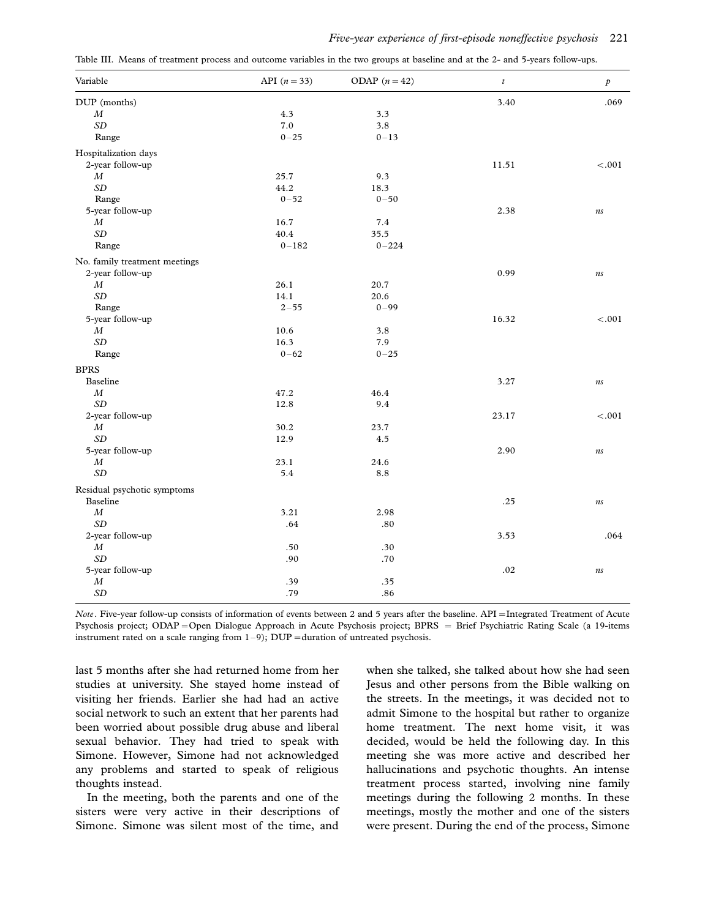Table III. Means of treatment process and outcome variables in the two groups at baseline and at the 2- and 5-years follow-ups.

| Variable | API ($n = 33$) | ODAP ($n = 42$) | $t$ | $p$ |
|---|---|---|---|---|
| DUP (months) | | | 3.40 | .069 |
| *M* | 4.3 | 3.3 | | |
| *SD* | 7.0 | 3.8 | | |
| Range | 0–25 | 0–13 | | |
| Hospitalization days | | | | |
| 2-year follow-up | | | 11.51 | <.001 |
| *M* | 25.7 | 9.3 | | |
| *SD* | 44.2 | 18.3 | | |
| Range | 0–52 | 0–50 | | |
| 5-year follow-up | | | 2.38 | *ns* |
| *M* | 16.7 | 7.4 | | |
| *SD* | 40.4 | 35.5 | | |
| Range | 0–182 | 0–224 | | |
| No. family treatment meetings | | | | |
| 2-year follow-up | | | 0.99 | *ns* |
| *M* | 26.1 | 20.7 | | |
| *SD* | 14.1 | 20.6 | | |
| Range | 2–55 | 0–99 | | |
| 5-year follow-up | | | 16.32 | <.001 |
| *M* | 10.6 | 3.8 | | |
| *SD* | 16.3 | 7.9 | | |
| Range | 0–62 | 0–25 | | |
| BPRS | | | | |
| Baseline | | | 3.27 | *ns* |
| *M* | 47.2 | 46.4 | | |
| *SD* | 12.8 | 9.4 | | |
| 2-year follow-up | | | 23.17 | <.001 |
| *M* | 30.2 | 23.7 | | |
| *SD* | 12.9 | 4.5 | | |
| 5-year follow-up | | | 2.90 | *ns* |
| *M* | 23.1 | 24.6 | | |
| *SD* | 5.4 | 8.8 | | |
| Residual psychotic symptoms | | | | |
| Baseline | | | .25 | *ns* |
| *M* | 3.21 | 2.98 | | |
| *SD* | .64 | .80 | | |
| 2-year follow-up | | | 3.53 | .064 |
| *M* | .50 | .30 | | |
| *SD* | .90 | .70 | | |
| 5-year follow-up | | | .02 | *ns* |
| *M* | .39 | .35 | | |
| *SD* | .79 | .86 | | |

*Note*. Five-year follow-up consists of information of events between 2 and 5 years after the baseline. API = Integrated Treatment of Acute Psychosis project; ODAP = Open Dialogue Approach in Acute Psychosis project; BPRS = Brief Psychiatric Rating Scale (a 19-items instrument rated on a scale ranging from 1–9); DUP = duration of untreated psychosis.

last 5 months after she had returned home from her studies at university. She stayed home instead of visiting her friends. Earlier she had had an active social network to such an extent that her parents had been worried about possible drug abuse and liberal sexual behavior. They had tried to speak with Simone. However, Simone had not acknowledged any problems and started to speak of religious thoughts instead.

In the meeting, both the parents and one of the sisters were very active in their descriptions of Simone. Simone was silent most of the time, and when she talked, she talked about how she had seen Jesus and other persons from the Bible walking on the streets. In the meetings, it was decided not to admit Simone to the hospital but rather to organize home treatment. The next home visit, it was decided, would be held the following day. In this meeting she was more active and described her hallucinations and psychotic thoughts. An intense treatment process started, involving nine family meetings during the following 2 months. In these meetings, mostly the mother and one of the sisters were present. During the end of the process, Simone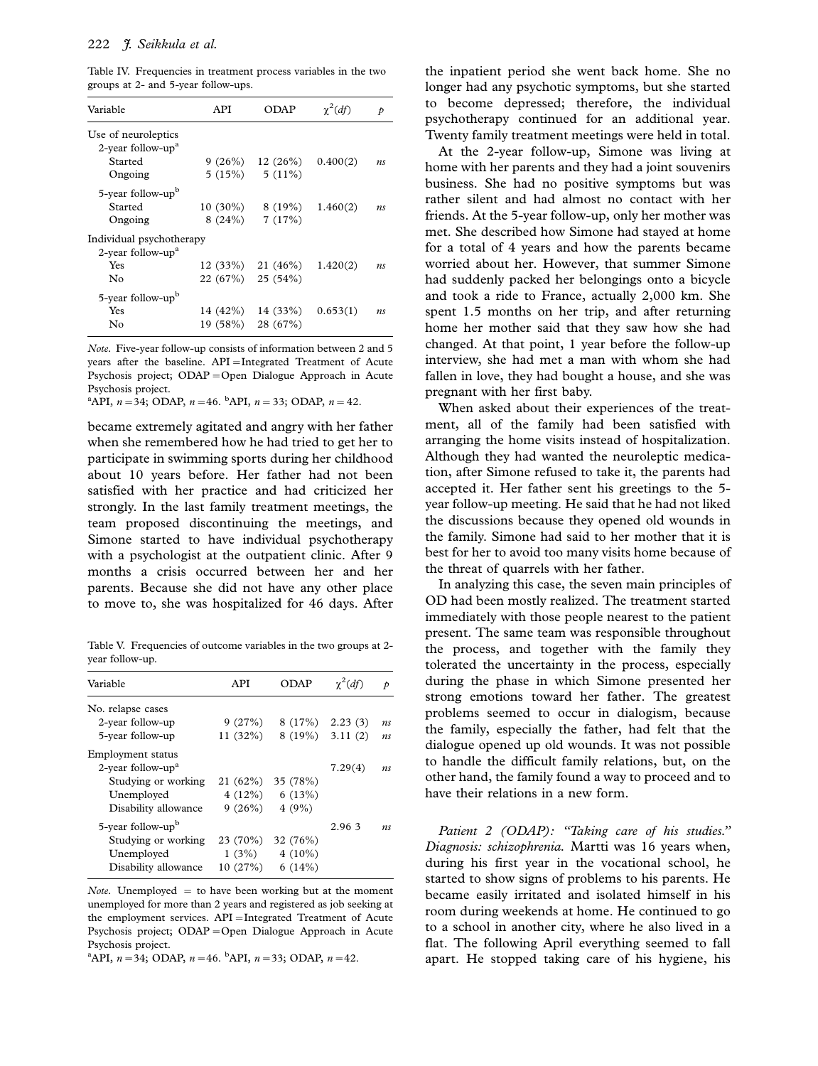Table IV. Frequencies in treatment process variables in the two groups at 2- and 5-year follow-ups.

| Variable | API | ODAP | $\chi^2(df)$ | $p$ |
|---|---|---|---|---|
| Use of neuroleptics | | | | |
| 2-year follow-up[a] | | | | |
| Started | 9 (26%) | 12 (26%) | 0.400(2) | *ns* |
| Ongoing | 5 (15%) | 5 (11%) | | |
| 5-year follow-up[b] | | | | |
| Started | 10 (30%) | 8 (19%) | 1.460(2) | *ns* |
| Ongoing | 8 (24%) | 7 (17%) | | |
| Individual psychotherapy | | | | |
| 2-year follow-up[a] | | | | |
| Yes | 12 (33%) | 21 (46%) | 1.420(2) | *ns* |
| No | 22 (67%) | 25 (54%) | | |
| 5-year follow-up[b] | | | | |
| Yes | 14 (42%) | 14 (33%) | 0.653(1) | *ns* |
| No | 19 (58%) | 28 (67%) | | |

*Note.* Five-year follow-up consists of information between 2 and 5 years after the baseline. API = Integrated Treatment of Acute Psychosis project; ODAP = Open Dialogue Approach in Acute Psychosis project.
[a]API, $n = 34$; ODAP, $n = 46$. [b]API, $n = 33$; ODAP, $n = 42$.

became extremely agitated and angry with her father when she remembered how he had tried to get her to participate in swimming sports during her childhood about 10 years before. Her father had not been satisfied with her practice and had criticized her strongly. In the last family treatment meetings, the team proposed discontinuing the meetings, and Simone started to have individual psychotherapy with a psychologist at the outpatient clinic. After 9 months a crisis occurred between her and her parents. Because she did not have any other place to move to, she was hospitalized for 46 days. After the inpatient period she went back home. She no longer had any psychotic symptoms, but she started to become depressed; therefore, the individual psychotherapy continued for an additional year. Twenty family treatment meetings were held in total.

Table V. Frequencies of outcome variables in the two groups at 2-year follow-up.

| Variable | API | ODAP | $\chi^2(df)$ | $p$ |
|---|---|---|---|---|
| No. relapse cases | | | | |
| 2-year follow-up | 9 (27%) | 8 (17%) | 2.23 (3) | *ns* |
| 5-year follow-up | 11 (32%) | 8 (19%) | 3.11 (2) | *ns* |
| Employment status | | | | |
| 2-year follow-up[a] | | | 7.29(4) | *ns* |
| Studying or working | 21 (62%) | 35 (78%) | | |
| Unemployed | 4 (12%) | 6 (13%) | | |
| Disability allowance | 9 (26%) | 4 (9%) | | |
| 5-year follow-up[b] | | | 2.96 3 | *ns* |
| Studying or working | 23 (70%) | 32 (76%) | | |
| Unemployed | 1 (3%) | 4 (10%) | | |
| Disability allowance | 10 (27%) | 6 (14%) | | |

*Note.* Unemployed = to have been working but at the moment unemployed for more than 2 years and registered as job seeking at the employment services. API = Integrated Treatment of Acute Psychosis project; ODAP = Open Dialogue Approach in Acute Psychosis project.
[a]API, $n = 34$; ODAP, $n = 46$. [b]API, $n = 33$; ODAP, $n = 42$.

At the 2-year follow-up, Simone was living at home with her parents and they had a joint souvenirs business. She had no positive symptoms but was rather silent and had almost no contact with her friends. At the 5-year follow-up, only her mother was met. She described how Simone had stayed at home for a total of 4 years and how the parents became worried about her. However, that summer Simone had suddenly packed her belongings onto a bicycle and took a ride to France, actually 2,000 km. She spent 1.5 months on her trip, and after returning home her mother said that they saw how she had changed. At that point, 1 year before the follow-up interview, she had met a man with whom she had fallen in love, they had bought a house, and she was pregnant with her first baby.

When asked about their experiences of the treatment, all of the family had been satisfied with arranging the home visits instead of hospitalization. Although they had wanted the neuroleptic medication, after Simone refused to take it, the parents had accepted it. Her father sent his greetings to the 5-year follow-up meeting. He said that he had not liked the discussions because they opened old wounds in the family. Simone had said to her mother that it is best for her to avoid too many visits home because of the threat of quarrels with her father.

In analyzing this case, the seven main principles of OD had been mostly realized. The treatment started immediately with those people nearest to the patient present. The same team was responsible throughout the process, and together with the family they tolerated the uncertainty in the process, especially during the phase in which Simone presented her strong emotions toward her father. The greatest problems seemed to occur in dialogism, because the family, especially the father, had felt that the dialogue opened up old wounds. It was not possible to handle the difficult family relations, but, on the other hand, the family found a way to proceed and to have their relations in a new form.

*Patient 2 (ODAP): "Taking care of his studies." Diagnosis: schizophrenia.* Martti was 16 years when, during his first year in the vocational school, he started to show signs of problems to his parents. He became easily irritated and isolated himself in his room during weekends at home. He continued to go to a school in another city, where he also lived in a flat. The following April everything seemed to fall apart. He stopped taking care of his hygiene, his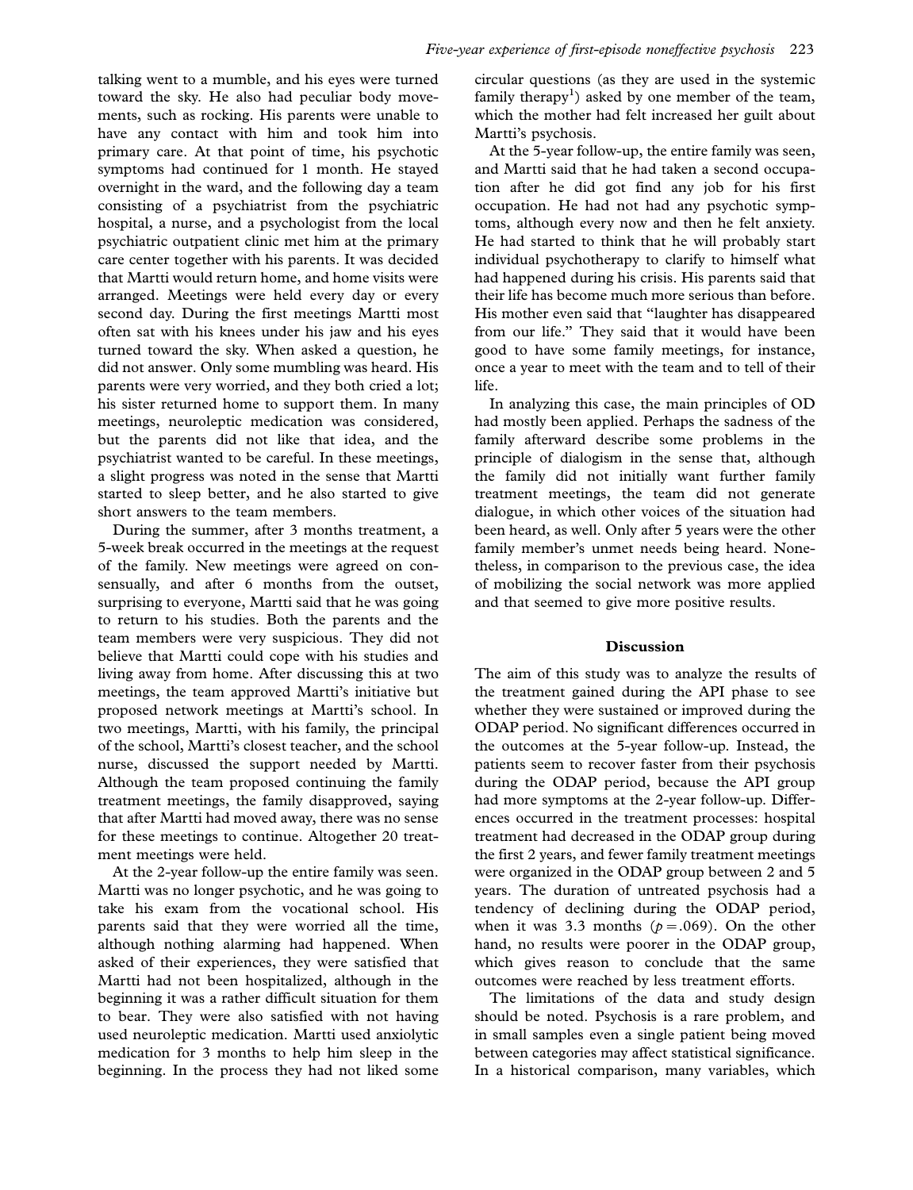talking went to a mumble, and his eyes were turned toward the sky. He also had peculiar body movements, such as rocking. His parents were unable to have any contact with him and took him into primary care. At that point of time, his psychotic symptoms had continued for 1 month. He stayed overnight in the ward, and the following day a team consisting of a psychiatrist from the psychiatric hospital, a nurse, and a psychologist from the local psychiatric outpatient clinic met him at the primary care center together with his parents. It was decided that Martti would return home, and home visits were arranged. Meetings were held every day or every second day. During the first meetings Martti most often sat with his knees under his jaw and his eyes turned toward the sky. When asked a question, he did not answer. Only some mumbling was heard. His parents were very worried, and they both cried a lot; his sister returned home to support them. In many meetings, neuroleptic medication was considered, but the parents did not like that idea, and the psychiatrist wanted to be careful. In these meetings, a slight progress was noted in the sense that Martti started to sleep better, and he also started to give short answers to the team members.

During the summer, after 3 months treatment, a 5-week break occurred in the meetings at the request of the family. New meetings were agreed on consensually, and after 6 months from the outset, surprising to everyone, Martti said that he was going to return to his studies. Both the parents and the team members were very suspicious. They did not believe that Martti could cope with his studies and living away from home. After discussing this at two meetings, the team approved Martti's initiative but proposed network meetings at Martti's school. In two meetings, Martti, with his family, the principal of the school, Martti's closest teacher, and the school nurse, discussed the support needed by Martti. Although the team proposed continuing the family treatment meetings, the family disapproved, saying that after Martti had moved away, there was no sense for these meetings to continue. Altogether 20 treatment meetings were held.

At the 2-year follow-up the entire family was seen. Martti was no longer psychotic, and he was going to take his exam from the vocational school. His parents said that they were worried all the time, although nothing alarming had happened. When asked of their experiences, they were satisfied that Martti had not been hospitalized, although in the beginning it was a rather difficult situation for them to bear. They were also satisfied with not having used neuroleptic medication. Martti used anxiolytic medication for 3 months to help him sleep in the beginning. In the process they had not liked some circular questions (as they are used in the systemic family therapy[1]) asked by one member of the team, which the mother had felt increased her guilt about Martti's psychosis.

At the 5-year follow-up, the entire family was seen, and Martti said that he had taken a second occupation after he did got find any job for his first occupation. He had not had any psychotic symptoms, although every now and then he felt anxiety. He had started to think that he will probably start individual psychotherapy to clarify to himself what had happened during his crisis. His parents said that their life has become much more serious than before. His mother even said that "laughter has disappeared from our life." They said that it would have been good to have some family meetings, for instance, once a year to meet with the team and to tell of their life.

In analyzing this case, the main principles of OD had mostly been applied. Perhaps the sadness of the family afterward describe some problems in the principle of dialogism in the sense that, although the family did not initially want further family treatment meetings, the team did not generate dialogue, in which other voices of the situation had been heard, as well. Only after 5 years were the other family member's unmet needs being heard. Nonetheless, in comparison to the previous case, the idea of mobilizing the social network was more applied and that seemed to give more positive results.

## Discussion

The aim of this study was to analyze the results of the treatment gained during the API phase to see whether they were sustained or improved during the ODAP period. No significant differences occurred in the outcomes at the 5-year follow-up. Instead, the patients seem to recover faster from their psychosis during the ODAP period, because the API group had more symptoms at the 2-year follow-up. Differences occurred in the treatment processes: hospital treatment had decreased in the ODAP group during the first 2 years, and fewer family treatment meetings were organized in the ODAP group between 2 and 5 years. The duration of untreated psychosis had a tendency of declining during the ODAP period, when it was 3.3 months ($p = .069$). On the other hand, no results were poorer in the ODAP group, which gives reason to conclude that the same outcomes were reached by less treatment efforts.

The limitations of the data and study design should be noted. Psychosis is a rare problem, and in small samples even a single patient being moved between categories may affect statistical significance. In a historical comparison, many variables, which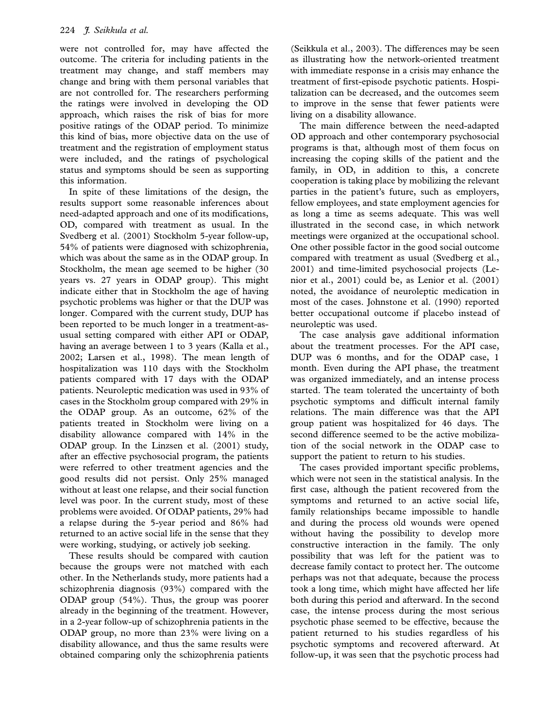were not controlled for, may have affected the outcome. The criteria for including patients in the treatment may change, and staff members may change and bring with them personal variables that are not controlled for. The researchers performing the ratings were involved in developing the OD approach, which raises the risk of bias for more positive ratings of the ODAP period. To minimize this kind of bias, more objective data on the use of treatment and the registration of employment status were included, and the ratings of psychological status and symptoms should be seen as supporting this information.

In spite of these limitations of the design, the results support some reasonable inferences about need-adapted approach and one of its modifications, OD, compared with treatment as usual. In the Svedberg et al. (2001) Stockholm 5-year follow-up, 54% of patients were diagnosed with schizophrenia, which was about the same as in the ODAP group. In Stockholm, the mean age seemed to be higher (30 years vs. 27 years in ODAP group). This might indicate either that in Stockholm the age of having psychotic problems was higher or that the DUP was longer. Compared with the current study, DUP has been reported to be much longer in a treatment-as-usual setting compared with either API or ODAP, having an average between 1 to 3 years (Kalla et al., 2002; Larsen et al., 1998). The mean length of hospitalization was 110 days with the Stockholm patients compared with 17 days with the ODAP patients. Neuroleptic medication was used in 93% of cases in the Stockholm group compared with 29% in the ODAP group. As an outcome, 62% of the patients treated in Stockholm were living on a disability allowance compared with 14% in the ODAP group. In the Linzsen et al. (2001) study, after an effective psychosocial program, the patients were referred to other treatment agencies and the good results did not persist. Only 25% managed without at least one relapse, and their social function level was poor. In the current study, most of these problems were avoided. Of ODAP patients, 29% had a relapse during the 5-year period and 86% had returned to an active social life in the sense that they were working, studying, or actively job seeking.

These results should be compared with caution because the groups were not matched with each other. In the Netherlands study, more patients had a schizophrenia diagnosis (93%) compared with the ODAP group (54%). Thus, the group was poorer already in the beginning of the treatment. However, in a 2-year follow-up of schizophrenia patients in the ODAP group, no more than 23% were living on a disability allowance, and thus the same results were obtained comparing only the schizophrenia patients (Seikkula et al., 2003). The differences may be seen as illustrating how the network-oriented treatment with immediate response in a crisis may enhance the treatment of first-episode psychotic patients. Hospitalization can be decreased, and the outcomes seem to improve in the sense that fewer patients were living on a disability allowance.

The main difference between the need-adapted OD approach and other contemporary psychosocial programs is that, although most of them focus on increasing the coping skills of the patient and the family, in OD, in addition to this, a concrete cooperation is taking place by mobilizing the relevant parties in the patient's future, such as employers, fellow employees, and state employment agencies for as long a time as seems adequate. This was well illustrated in the second case, in which network meetings were organized at the occupational school. One other possible factor in the good social outcome compared with treatment as usual (Svedberg et al., 2001) and time-limited psychosocial projects (Lenior et al., 2001) could be, as Lenior et al. (2001) noted, the avoidance of neuroleptic medication in most of the cases. Johnstone et al. (1990) reported better occupational outcome if placebo instead of neuroleptic was used.

The case analysis gave additional information about the treatment processes. For the API case, DUP was 6 months, and for the ODAP case, 1 month. Even during the API phase, the treatment was organized immediately, and an intense process started. The team tolerated the uncertainty of both psychotic symptoms and difficult internal family relations. The main difference was that the API group patient was hospitalized for 46 days. The second difference seemed to be the active mobilization of the social network in the ODAP case to support the patient to return to his studies.

The cases provided important specific problems, which were not seen in the statistical analysis. In the first case, although the patient recovered from the symptoms and returned to an active social life, family relationships became impossible to handle and during the process old wounds were opened without having the possibility to develop more constructive interaction in the family. The only possibility that was left for the patient was to decrease family contact to protect her. The outcome perhaps was not that adequate, because the process took a long time, which might have affected her life both during this period and afterward. In the second case, the intense process during the most serious psychotic phase seemed to be effective, because the patient returned to his studies regardless of his psychotic symptoms and recovered afterward. At follow-up, it was seen that the psychotic process had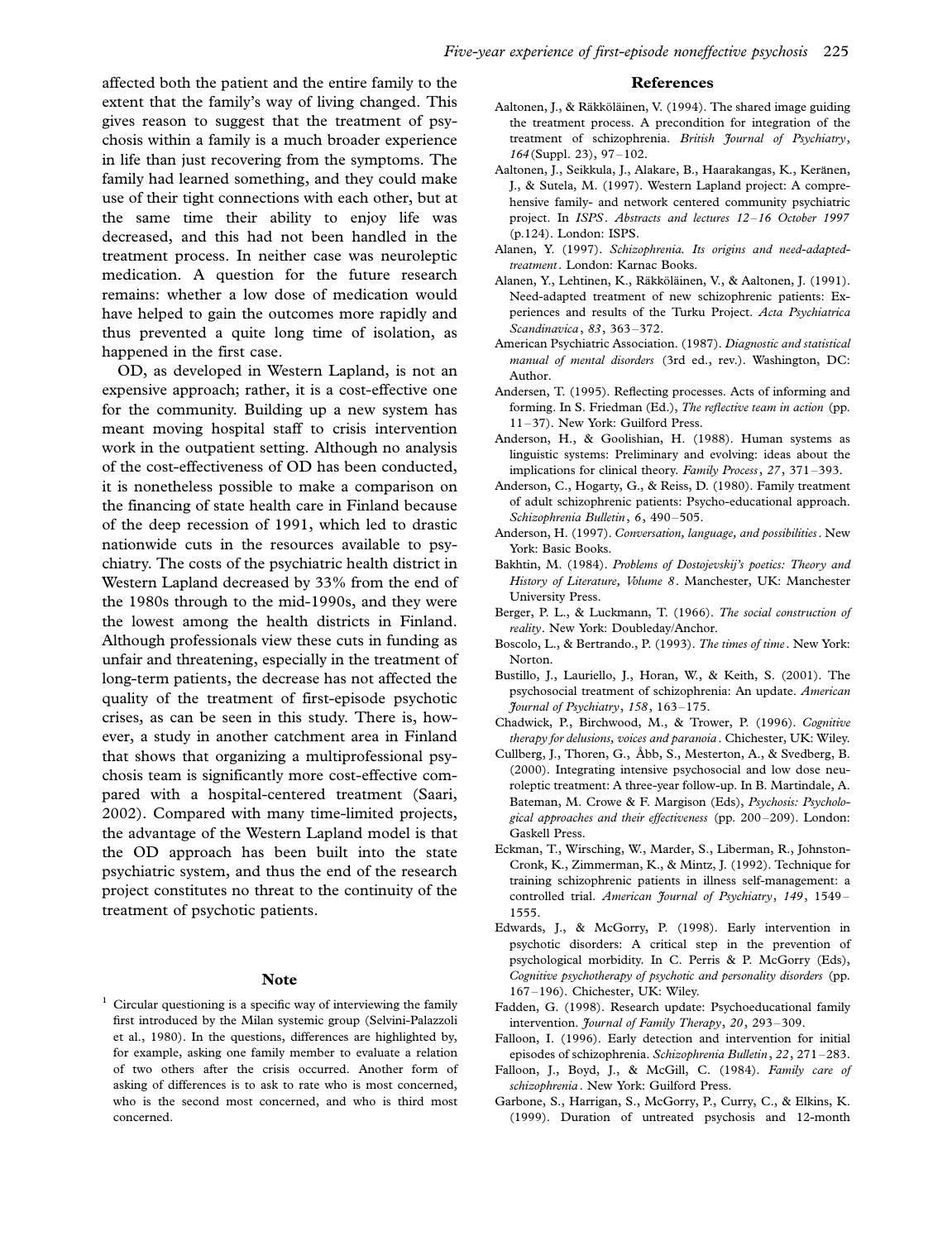affected both the patient and the entire family to the extent that the family's way of living changed. This gives reason to suggest that the treatment of psychosis within a family is a much broader experience in life than just recovering from the symptoms. The family had learned something, and they could make use of their tight connections with each other, but at the same time their ability to enjoy life was decreased, and this had not been handled in the treatment process. In neither case was neuroleptic medication. A question for the future research remains: whether a low dose of medication would have helped to gain the outcomes more rapidly and thus prevented a quite long time of isolation, as happened in the first case.

OD, as developed in Western Lapland, is not an expensive approach; rather, it is a cost-effective one for the community. Building up a new system has meant moving hospital staff to crisis intervention work in the outpatient setting. Although no analysis of the cost-effectiveness of OD has been conducted, it is nonetheless possible to make a comparison on the financing of state health care in Finland because of the deep recession of 1991, which led to drastic nationwide cuts in the resources available to psychiatry. The costs of the psychiatric health district in Western Lapland decreased by 33% from the end of the 1980s through to the mid-1990s, and they were the lowest among the health districts in Finland. Although professionals view these cuts in funding as unfair and threatening, especially in the treatment of long-term patients, the decrease has not affected the quality of the treatment of first-episode psychotic crises, as can be seen in this study. There is, however, a study in another catchment area in Finland that shows that organizing a multiprofessional psychosis team is significantly more cost-effective compared with a hospital-centered treatment (Saari, 2002). Compared with many time-limited projects, the advantage of the Western Lapland model is that the OD approach has been built into the state psychiatric system, and thus the end of the research project constitutes no threat to the continuity of the treatment of psychotic patients.

## Note

[1] Circular questioning is a specific way of interviewing the family first introduced by the Milan systemic group (Selvini-Palazzoli et al., 1980). In the questions, differences are highlighted by, for example, asking one family member to evaluate a relation of two others after the crisis occurred. Another form of asking of differences is to ask to rate who is most concerned, who is the second most concerned, and who is third most concerned.

## References

Aaltonen, J., & Räkköläinen, V. (1994). The shared image guiding the treatment process. A precondition for integration of the treatment of schizophrenia. *British Journal of Psychiatry*, *164*(Suppl. 23), 97–102.

Aaltonen, J., Seikkula, J., Alakare, B., Haarakangas, K., Keränen, J., & Sutela, M. (1997). Western Lapland project: A comprehensive family- and network centered community psychiatric project. In *ISPS. Abstracts and lectures 12–16 October 1997* (p.124). London: ISPS.

Alanen, Y. (1997). *Schizophrenia. Its origins and need-adapted-treatment*. London: Karnac Books.

Alanen, Y., Lehtinen, K., Räkköläinen, V., & Aaltonen, J. (1991). Need-adapted treatment of new schizophrenic patients: Experiences and results of the Turku Project. *Acta Psychiatrica Scandinavica*, *83*, 363–372.

American Psychiatric Association. (1987). *Diagnostic and statistical manual of mental disorders* (3rd ed., rev.). Washington, DC: Author.

Andersen, T. (1995). Reflecting processes. Acts of informing and forming. In S. Friedman (Ed.), *The reflective team in action* (pp. 11–37). New York: Guilford Press.

Anderson, H., & Goolishian, H. (1988). Human systems as linguistic systems: Preliminary and evolving: ideas about the implications for clinical theory. *Family Process*, *27*, 371–393.

Anderson, C., Hogarty, G., & Reiss, D. (1980). Family treatment of adult schizophrenic patients: Psycho-educational approach. *Schizophrenia Bulletin*, *6*, 490–505.

Anderson, H. (1997). *Conversation, language, and possibilities*. New York: Basic Books.

Bakhtin, M. (1984). *Problems of Dostojevskij's poetics: Theory and History of Literature, Volume 8*. Manchester, UK: Manchester University Press.

Berger, P. L., & Luckmann, T. (1966). *The social construction of reality*. New York: Doubleday/Anchor.

Boscolo, L., & Bertrando., P. (1993). *The times of time*. New York: Norton.

Bustillo, J., Lauriello, J., Horan, W., & Keith, S. (2001). The psychosocial treatment of schizophrenia: An update. *American Journal of Psychiatry*, *158*, 163–175.

Chadwick, P., Birchwood, M., & Trower, P. (1996). *Cognitive therapy for delusions, voices and paranoia*. Chichester, UK: Wiley.

Cullberg, J., Thoren, G., Åbb, S., Mesterton, A., & Svedberg, B. (2000). Integrating intensive psychosocial and low dose neuroleptic treatment: A three-year follow-up. In B. Martindale, A. Bateman, M. Crowe & F. Margison (Eds), *Psychosis: Psychological approaches and their effectiveness* (pp. 200–209). London: Gaskell Press.

Eckman, T., Wirsching, W., Marder, S., Liberman, R., Johnston-Cronk, K., Zimmerman, K., & Mintz, J. (1992). Technique for training schizophrenic patients in illness self-management: a controlled trial. *American Journal of Psychiatry*, *149*, 1549–1555.

Edwards, J., & McGorry, P. (1998). Early intervention in psychotic disorders: A critical step in the prevention of psychological morbidity. In C. Perris & P. McGorry (Eds), *Cognitive psychotherapy of psychotic and personality disorders* (pp. 167–196). Chichester, UK: Wiley.

Fadden, G. (1998). Research update: Psychoeducational family intervention. *Journal of Family Therapy*, *20*, 293–309.

Falloon, I. (1996). Early detection and intervention for initial episodes of schizophrenia. *Schizophrenia Bulletin*, *22*, 271–283.

Falloon, J., Boyd, J., & McGill, C. (1984). *Family care of schizophrenia*. New York: Guilford Press.

Garbone, S., Harrigan, S., McGorry, P., Curry, C., & Elkins, K. (1999). Duration of untreated psychosis and 12-month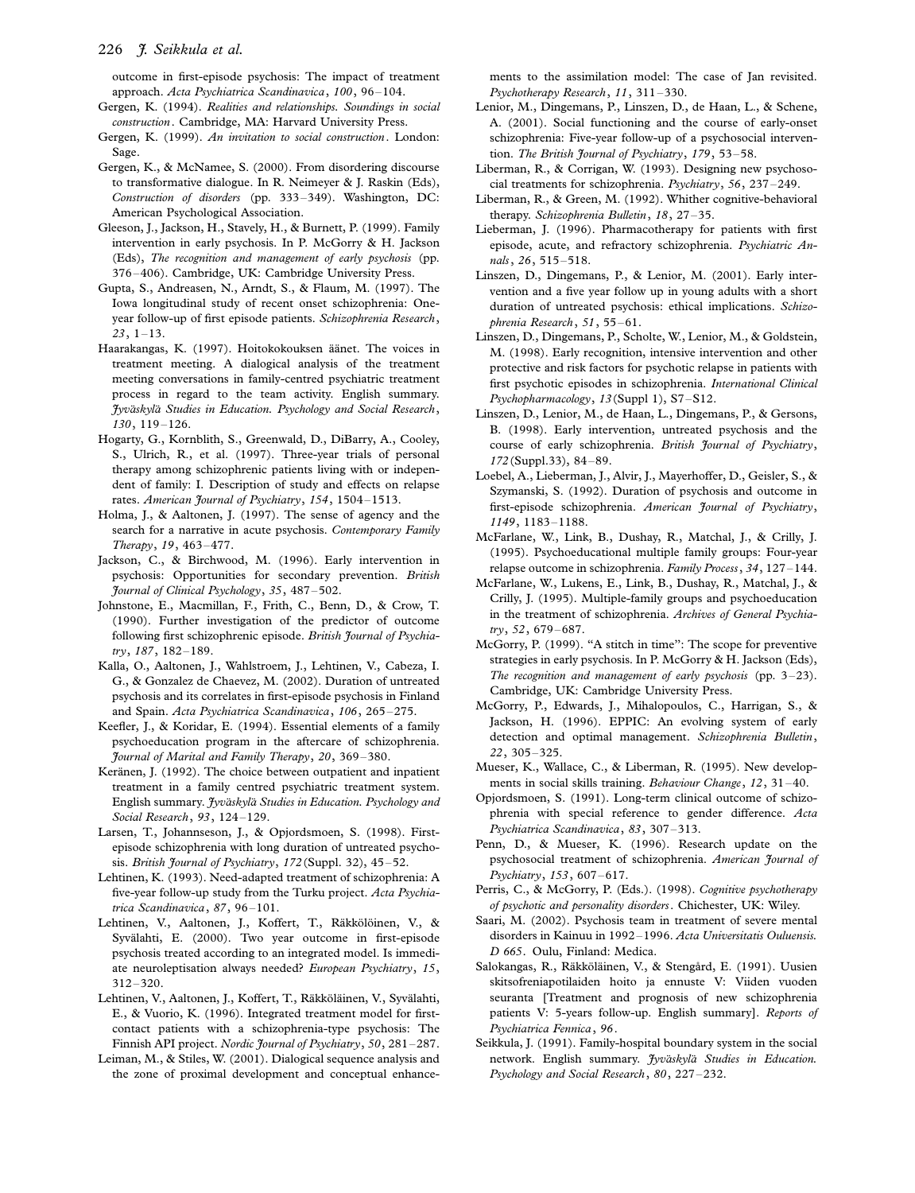outcome in first-episode psychosis: The impact of treatment approach. *Acta Psychiatrica Scandinavica*, *100*, 96–104.

Gergen, K. (1994). *Realities and relationships. Soundings in social construction*. Cambridge, MA: Harvard University Press.

Gergen, K. (1999). *An invitation to social construction*. London: Sage.

Gergen, K., & McNamee, S. (2000). From disordering discourse to transformative dialogue. In R. Neimeyer & J. Raskin (Eds), *Construction of disorders* (pp. 333–349). Washington, DC: American Psychological Association.

Gleeson, J., Jackson, H., Stavely, H., & Burnett, P. (1999). Family intervention in early psychosis. In P. McGorry & H. Jackson (Eds), *The recognition and management of early psychosis* (pp. 376–406). Cambridge, UK: Cambridge University Press.

Gupta, S., Andreasen, N., Arndt, S., & Flaum, M. (1997). The Iowa longitudinal study of recent onset schizophrenia: One-year follow-up of first episode patients. *Schizophrenia Research*, *23*, 1–13.

Haarakangas, K. (1997). Hoitokokouksen äänet. The voices in treatment meeting. A dialogical analysis of the treatment meeting conversations in family-centred psychiatric treatment process in regard to the team activity. English summary. *Jyväskylä Studies in Education. Psychology and Social Research*, *130*, 119–126.

Hogarty, G., Kornblith, S., Greenwald, D., DiBarry, A., Cooley, S., Ulrich, R., et al. (1997). Three-year trials of personal therapy among schizophrenic patients living with or independent of family: I. Description of study and effects on relapse rates. *American Journal of Psychiatry*, *154*, 1504–1513.

Holma, J., & Aaltonen, J. (1997). The sense of agency and the search for a narrative in acute psychosis. *Contemporary Family Therapy*, *19*, 463–477.

Jackson, C., & Birchwood, M. (1996). Early intervention in psychosis: Opportunities for secondary prevention. *British Journal of Clinical Psychology*, *35*, 487–502.

Johnstone, E., Macmillan, F., Frith, C., Benn, D., & Crow, T. (1990). Further investigation of the predictor of outcome following first schizophrenic episode. *British Journal of Psychiatry*, *187*, 182–189.

Kalla, O., Aaltonen, J., Wahlstroem, J., Lehtinen, V., Cabeza, I. G., & Gonzalez de Chaevez, M. (2002). Duration of untreated psychosis and its correlates in first-episode psychosis in Finland and Spain. *Acta Psychiatrica Scandinavica*, *106*, 265–275.

Keefler, J., & Koridar, E. (1994). Essential elements of a family psychoeducation program in the aftercare of schizophrenia. *Journal of Marital and Family Therapy*, *20*, 369–380.

Keränen, J. (1992). The choice between outpatient and inpatient treatment in a family centred psychiatric treatment system. English summary. *Jyväskylä Studies in Education. Psychology and Social Research*, *93*, 124–129.

Larsen, T., Johannseson, J., & Opjordsmoen, S. (1998). First-episode schizophrenia with long duration of untreated psychosis. *British Journal of Psychiatry*, *172* (Suppl. 32), 45–52.

Lehtinen, K. (1993). Need-adapted treatment of schizophrenia: A five-year follow-up study from the Turku project. *Acta Psychiatrica Scandinavica*, *87*, 96–101.

Lehtinen, V., Aaltonen, J., Koffert, T., Räkkölöinen, V., & Syvälahti, E. (2000). Two year outcome in first-episode psychosis treated according to an integrated model. Is immediate neuroleptisation always needed? *European Psychiatry*, *15*, 312–320.

Lehtinen, V., Aaltonen, J., Koffert, T., Räkköläinen, V., Syvälahti, E., & Vuorio, K. (1996). Integrated treatment model for first-contact patients with a schizophrenia-type psychosis: The Finnish API project. *Nordic Journal of Psychiatry*, *50*, 281–287.

Leiman, M., & Stiles, W. (2001). Dialogical sequence analysis and the zone of proximal development and conceptual enhancements to the assimilation model: The case of Jan revisited. *Psychotherapy Research*, *11*, 311–330.

Lenior, M., Dingemans, P., Linszen, D., de Haan, L., & Schene, A. (2001). Social functioning and the course of early-onset schizophrenia: Five-year follow-up of a psychosocial intervention. *The British Journal of Psychiatry*, *179*, 53–58.

Liberman, R., & Corrigan, W. (1993). Designing new psychosocial treatments for schizophrenia. *Psychiatry*, *56*, 237–249.

Liberman, R., & Green, M. (1992). Whither cognitive-behavioral therapy. *Schizophrenia Bulletin*, *18*, 27–35.

Lieberman, J. (1996). Pharmacotherapy for patients with first episode, acute, and refractory schizophrenia. *Psychiatric Annals*, *26*, 515–518.

Linszen, D., Dingemans, P., & Lenior, M. (2001). Early intervention and a five year follow up in young adults with a short duration of untreated psychosis: ethical implications. *Schizophrenia Research*, *51*, 55–61.

Linszen, D., Dingemans, P., Scholte, W., Lenior, M., & Goldstein, M. (1998). Early recognition, intensive intervention and other protective and risk factors for psychotic relapse in patients with first psychotic episodes in schizophrenia. *International Clinical Psychopharmacology*, *13* (Suppl 1), S7–S12.

Linszen, D., Lenior, M., de Haan, L., Dingemans, P., & Gersons, B. (1998). Early intervention, untreated psychosis and the course of early schizophrenia. *British Journal of Psychiatry*, *172* (Suppl.33), 84–89.

Loebel, A., Lieberman, J., Alvir, J., Mayerhoffer, D., Geisler, S., & Szymanski, S. (1992). Duration of psychosis and outcome in first-episode schizophrenia. *American Journal of Psychiatry*, *1149*, 1183–1188.

McFarlane, W., Link, B., Dushay, R., Matchal, J., & Crilly, J. (1995). Psychoeducational multiple family groups: Four-year relapse outcome in schizophrenia. *Family Process*, *34*, 127–144.

McFarlane, W., Lukens, E., Link, B., Dushay, R., Matchal, J., & Crilly, J. (1995). Multiple-family groups and psychoeducation in the treatment of schizophrenia. *Archives of General Psychiatry*, *52*, 679–687.

McGorry, P. (1999). "A stitch in time": The scope for preventive strategies in early psychosis. In P. McGorry & H. Jackson (Eds), *The recognition and management of early psychosis* (pp. 3–23). Cambridge, UK: Cambridge University Press.

McGorry, P., Edwards, J., Mihalopoulos, C., Harrigan, S., & Jackson, H. (1996). EPPIC: An evolving system of early detection and optimal management. *Schizophrenia Bulletin*, *22*, 305–325.

Mueser, K., Wallace, C., & Liberman, R. (1995). New developments in social skills training. *Behaviour Change*, *12*, 31–40.

Opjordsmoen, S. (1991). Long-term clinical outcome of schizophrenia with special reference to gender difference. *Acta Psychiatrica Scandinavica*, *83*, 307–313.

Penn, D., & Mueser, K. (1996). Research update on the psychosocial treatment of schizophrenia. *American Journal of Psychiatry*, *153*, 607–617.

Perris, C., & McGorry, P. (Eds.). (1998). *Cognitive psychotherapy of psychotic and personality disorders*. Chichester, UK: Wiley.

Saari, M. (2002). Psychosis team in treatment of severe mental disorders in Kainuu in 1992–1996. *Acta Universitatis Ouluensis. D 665*. Oulu, Finland: Medica.

Salokangas, R., Räkköläinen, V., & Stengård, E. (1991). Uusien skitsofreniapotilaiden hoito ja ennuste V: Viiden vuoden seuranta [Treatment and prognosis of new schizophrenia patients V: 5-years follow-up. English summary]. *Reports of Psychiatrica Fennica*, *96*.

Seikkula, J. (1991). Family-hospital boundary system in the social network. English summary. *Jyväskylä Studies in Education. Psychology and Social Research*, *80*, 227–232.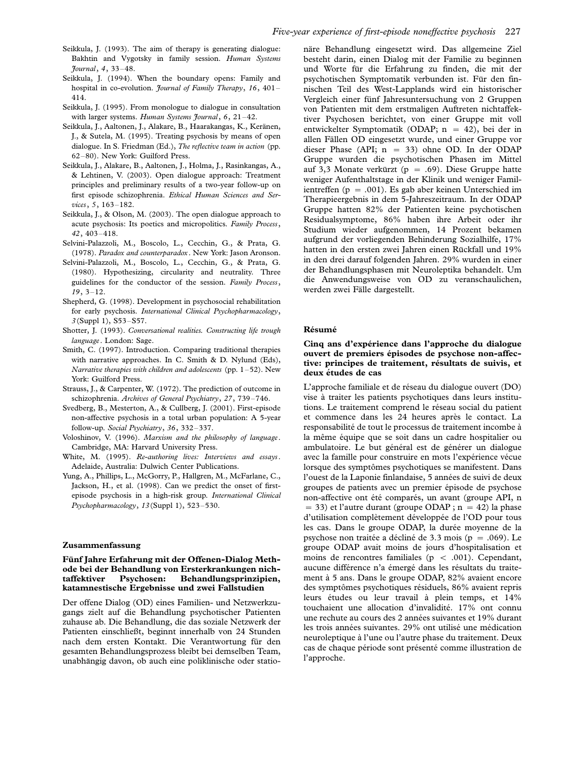Seikkula, J. (1993). The aim of therapy is generating dialogue: Bakhtin and Vygotsky in family session. *Human Systems Journal*, *4*, 33–48.

Seikkula, J. (1994). When the boundary opens: Family and hospital in co-evolution. *Journal of Family Therapy*, *16*, 401–414.

Seikkula, J. (1995). From monologue to dialogue in consultation with larger systems. *Human Systems Journal*, *6*, 21–42.

Seikkula, J., Aaltonen, J., Alakare, B., Haarakangas, K., Keränen, J., & Sutela, M. (1995). Treating psychosis by means of open dialogue. In S. Friedman (Ed.), *The reflective team in action* (pp. 62–80). New York: Guilford Press.

Seikkula, J., Alakare, B., Aaltonen, J., Holma, J., Rasinkangas, A., & Lehtinen, V. (2003). Open dialogue approach: Treatment principles and preliminary results of a two-year follow-up on first episode schizophrenia. *Ethical Human Sciences and Services*, *5*, 163–182.

Seikkula, J., & Olson, M. (2003). The open dialogue approach to acute psychosis: Its poetics and micropolitics. *Family Process*, *42*, 403–418.

Selvini-Palazzoli, M., Boscolo, L., Cecchin, G., & Prata, G. (1978). *Paradox and counterparadox*. New York: Jason Aronson.

Selvini-Palazzoli, M., Boscolo, L., Cecchin, G., & Prata, G. (1980). Hypothesizing, circularity and neutrality. Three guidelines for the conductor of the session. *Family Process*, *19*, 3–12.

Shepherd, G. (1998). Development in psychosocial rehabilitation for early psychosis. *International Clinical Psychopharmacology*, *3* (Suppl 1), S53–S57.

Shotter, J. (1993). *Conversational realities. Constructing life trough language*. London: Sage.

Smith, C. (1997). Introduction. Comparing traditional therapies with narrative approaches. In C. Smith & D. Nylund (Eds), *Narrative therapies with children and adolescents* (pp. 1–52). New York: Guilford Press.

Strauss, J., & Carpenter, W. (1972). The prediction of outcome in schizophrenia. *Archives of General Psychiatry*, *27*, 739–746.

Svedberg, B., Mesterton, A., & Cullberg, J. (2001). First-episode non-affective psychosis in a total urban population: A 5-year follow-up. *Social Psychiatry*, *36*, 332–337.

Voloshinov, V. (1996). *Marxism and the philosophy of language*. Cambridge, MA: Harvard University Press.

White, M. (1995). *Re-authoring lives: Interviews and essays*. Adelaide, Australia: Dulwich Center Publications.

Yung, A., Phillips, L., McGorry, P., Hallgren, M., McFarlane, C., Jackson, H., et al. (1998). Can we predict the onset of first-episode psychosis in a high-risk group. *International Clinical Psychopharmacology*, *13* (Suppl 1), 523–530.

## Zusammenfassung

### Fünf Jahre Erfahrung mit der Offenen-Dialog Methode bei der Behandlung von Ersterkrankungen nichtaffektiver Psychosen: Behandlungsprinzipien, katamnestische Ergebnisse und zwei Fallstudien

Der offene Dialog (OD) eines Familien- und Netzwerkzugangs zielt auf die Behandlung psychotischer Patienten zuhause ab. Die Behandlung, die das soziale Netzwerk der Patienten einschließt, beginnt innerhalb von 24 Stunden nach dem ersten Kontakt. Die Verantwortung für den gesamten Behandlungsprozess bleibt bei demselben Team, unabhängig davon, ob auch eine poliklinische oder stationäre Behandlung eingesetzt wird. Das allgemeine Ziel besteht darin, einen Dialog mit der Familie zu beginnen und Worte für die Erfahrung zu finden, die mit der psychotischen Symptomatik verbunden ist. Für den finnischen Teil des West-Lapplands wird ein historischer Vergleich einer fünf Jahresuntersuchung von 2 Gruppen von Patienten mit dem erstmaligen Auftreten nichtaffektiver Psychosen berichtet, von einer Gruppe mit voll entwickelter Symptomatik (ODAP; n = 42), bei der in allen Fällen OD eingesetzt wurde, und einer Gruppe vor dieser Phase (API; n = 33) ohne OD. In der ODAP Gruppe wurden die psychotischen Phasen im Mittel auf 3,3 Monate verkürzt (p = .69). Diese Gruppe hatte weniger Aufenthaltstage in der Klinik und weniger Familientreffen (p = .001). Es gab aber keinen Unterschied im Therapieergebnis in dem 5-Jahreszeitraum. In der ODAP Gruppe hatten 82% der Patienten keine psychotischen Residualsymptome, 86% haben ihre Arbeit oder ihr Studium wieder aufgenommen, 14 Prozent bekamen aufgrund der vorliegenden Behinderung Sozialhilfe, 17% hatten in den ersten zwei Jahren einen Rückfall und 19% in den drei darauf folgenden Jahren. 29% wurden in einer der Behandlungsphasen mit Neuroleptika behandelt. Um die Anwendungsweise von OD zu veranschaulichen, werden zwei Fälle dargestellt.

## Résumé

### Cinq ans d'expérience dans l'approche du dialogue ouvert de premiers épisodes de psychose non-affective: principes de traitement, résultats de suivis, et deux études de cas

L'approche familiale et de réseau du dialogue ouvert (DO) vise à traiter les patients psychotiques dans leurs institutions. Le traitement comprend le réseau social du patient et commence dans les 24 heures après le contact. La responsabilité de tout le processus de traitement incombe à la même équipe que se soit dans un cadre hospitalier ou ambulatoire. Le but général est de générer un dialogue avec la famille pour construire en mots l'expérience vécue lorsque des symptômes psychotiques se manifestent. Dans l'ouest de la Laponie finlandaise, 5 années de suivi de deux groupes de patients avec un premier épisode de psychose non-affective ont été comparés, un avant (groupe API, n = 33) et l'autre durant (groupe ODAP ; n = 42) la phase d'utilisation complètement développée de l'OD pour tous les cas. Dans le groupe ODAP, la durée moyenne de la psychose non traitée a décliné de 3.3 mois (p = .069). Le groupe ODAP avait moins de jours d'hospitalisation et moins de rencontres familiales ($p < .001$). Cependant, aucune différence n'a émergé dans les résultats du traitement à 5 ans. Dans le groupe ODAP, 82% avaient encore des symptômes psychotiques résiduels, 86% avaient repris leurs études ou leur travail à plein temps, et 14% touchaient une allocation d'invalidité. 17% ont connu une rechute au cours des 2 années suivantes et 19% durant les trois années suivantes. 29% ont utilisé une médication neuroleptique à l'une ou l'autre phase du traitement. Deux cas de chaque période sont présenté comme illustration de l'approche.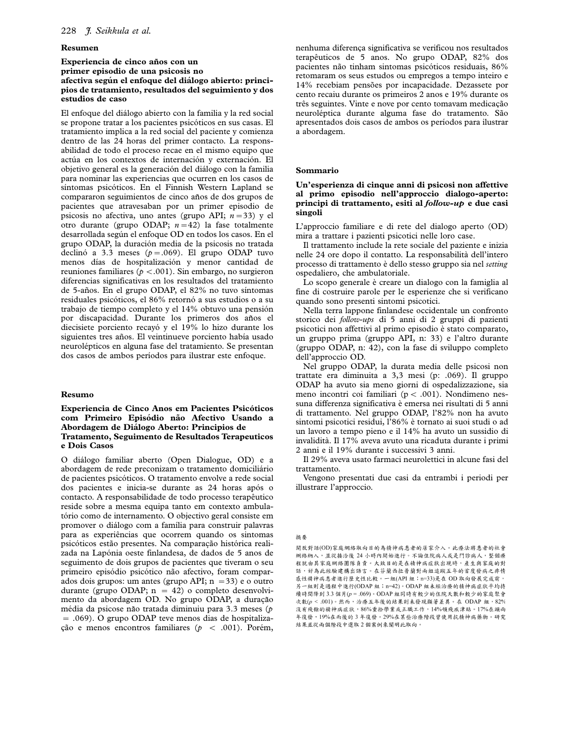## Resumen

### Experiencia de cinco años con un primer episodio de una psicosis no afectiva según el enfoque del diálogo abierto: principios de tratamiento, resultados del seguimiento y dos estudios de caso

El enfoque del diálogo abierto con la familia y la red social se propone tratar a los pacientes psicóticos en sus casas. El tratamiento implica a la red social del paciente y comienza dentro de las 24 horas del primer contacto. La responsabilidad de todo el proceso recae en el mismo equipo que actúa en los contextos de internación y externación. El objetivo general es la generación del diálogo con la familia para nominar las experiencias que ocurren en los casos de síntomas psicóticos. En el Finnish Western Lapland se compararon seguimientos de cinco años de dos grupos de pacientes que atravesaban por un primer episodio de psicosis no afectiva, uno antes (grupo API; $n = 33$) y el otro durante (grupo ODAP; $n = 42$) la fase totalmente desarrollada según el enfoque OD en todos los casos. En el grupo ODAP, la duración media de la psicosis no tratada declinó a 3.3 meses ($p = .069$). El grupo ODAP tuvo menos días de hospitalización y menor cantidad de reuniones familiares ($p < .001$). Sin embargo, no surgieron diferencias significativas en los resultados del tratamiento de 5-años. En el grupo ODAP, el 82% no tuvo síntomas residuales psicóticos, el 86% retornó a sus estudios o a su trabajo de tiempo completo y el 14% obtuvo una pensión por discapacidad. Durante los primeros dos años el diecisiete porciento recayó y el 19% lo hizo durante los siguientes tres años. El veintinueve porciento había usado neurolépticos en alguna fase del tratamiento. Se presentan dos casos de ambos períodos para ilustrar este enfoque.

## Resumo

### Experiencia de Cinco Anos em Pacientes Psicóticos com Primeiro Episódio não Afectivo Usando a Abordagem de Diálogo Aberto: Principios de Tratamento, Seguimento de Resultados Terapeuticos e Dois Casos

O diálogo familiar aberto (Open Dialogue, OD) e a abordagem de rede preconizam o tratamento domiciliário de pacientes psicóticos. O tratamento envolve a rede social dos pacientes e inicia-se durante as 24 horas após o contacto. A responsabilidade de todo processo terapêutico reside sobre a mesma equipa tanto em contexto ambulatório como de internamento. O objectivo geral consiste em promover o diálogo com a família para construir palavras para as experiências que ocorrem quando os sintomas psicóticos estão presentes. Na comparação histórica realizada na Lapónia oeste finlandesa, de dados de 5 anos de seguimento de dois grupos de pacientes que tiveram o seu primeiro episódio psicótico não afectivo, foram comparados dois grupos: um antes (grupo API; $n = 33$) e o outro durante (grupo ODAP; $n = 42$) o completo desenvolvimento da abordagem OD. No grupo ODAP, a duração média da psicose não tratada diminuiu para 3.3 meses ($p = .069$). O grupo ODAP teve menos dias de hospitalização e menos encontros familiares ($p < .001$). Porém, nenhuma diferença significativa se verificou nos resultados terapêuticos de 5 anos. No grupo ODAP, 82% dos pacientes não tinham sintomas psicóticos residuais, 86% retomaram os seus estudos ou empregos a tempo inteiro e 14% recebiam pensões por incapacidade. Dezassete por cento recaiu durante os primeiros 2 anos e 19% durante os três seguintes. Vinte e nove por cento tomavam medicação neuroléptica durante alguma fase do tratamento. São apresentados dois casos de ambos os períodos para ilustrar a abordagem.

## Sommario

### Un'esperienza di cinque anni di psicosi non affettive al primo episodio nell'approccio dialogo-aperto: principi di trattamento, esiti al *follow-up* e due casi singoli

L'approccio familiare e di rete del dialogo aperto (OD) mira a trattare i pazienti psicotici nelle loro case.

Il trattamento include la rete sociale del paziente e inizia nelle 24 ore dopo il contatto. La responsabilità dell'intero processo di trattamento è dello stesso gruppo sia nel *setting* ospedaliero, che ambulatoriale.

Lo scopo generale è creare un dialogo con la famiglia al fine di costruire parole per le esperienze che si verificano quando sono presenti sintomi psicotici.

Nella terra lappone finlandese occidentale un confronto storico dei *follow-ups* di 5 anni di 2 gruppi di pazienti psicotici non affettivi al primo episodio è stato comparato, un gruppo prima (gruppo API, n: 33) e l'altro durante (gruppo ODAP, n: 42), con la fase di sviluppo completo dell'approccio OD.

Nel gruppo ODAP, la durata media delle psicosi non trattate era diminuita a 3,3 mesi (p: .069). Il gruppo ODAP ha avuto sia meno giorni di ospedalizzazione, sia meno incontri coi familiari ($p < .001$). Nondimeno nessuna differenza significativa è emersa nei risultati di 5 anni di trattamento. Nel gruppo ODAP, l'82% non ha avuto sintomi psicotici residui, l'86% è tornato ai suoi studi o ad un lavoro a tempo pieno e il 14% ha avuto un sussidio di invalidità. Il 17% aveva avuto una ricaduta durante i primi 2 anni e il 19% durante i successivi 3 anni.

Il 29% aveva usato farmaci neurolettici in alcune fasi del trattamento.

Vengono presentati due casi da entrambi i periodi per illustrare l'approccio.

## 摘要

開放對話(OD)家庭網絡取向目的為精神病患者的居家介入。此療法將患者的社會網絡納入，並從接洽後 24 小時內開始進行。不論住院病人或是門診病人，整個療程就由其家庭網絡團隊負責。大致目的是在精神病症狀出現時，產生與家庭的對話，好為此經驗建構出語言。在芬蘭西拉普蘭對兩組追蹤五年的首度發病之非情感性精神病患者進行歷史性比較。一組(API 組；n=33)是在 OD 取向發展完成前，另一組則是過程中進行(ODAP 組；n=42)。ODAP 組未經治療的精神病症狀平均持續時間降到 3.3 個月($p = .069$)。ODAP 組同時有較少的住院天數和較少的家庭聚會次數($p < .001$)。然而，治療五年後的結果則未發現顯著差異。在 ODAP 組，82%沒有殘餘的精神病症狀，86%重拾學業或正職工作，14%領殘疾津貼。17%在頭兩年復發，19%在而後的 3 年復發。29%在某些治療階段曾使用抗精神病藥物。研究結果並從兩個階段中選取 2 個案例來闡明此取向。